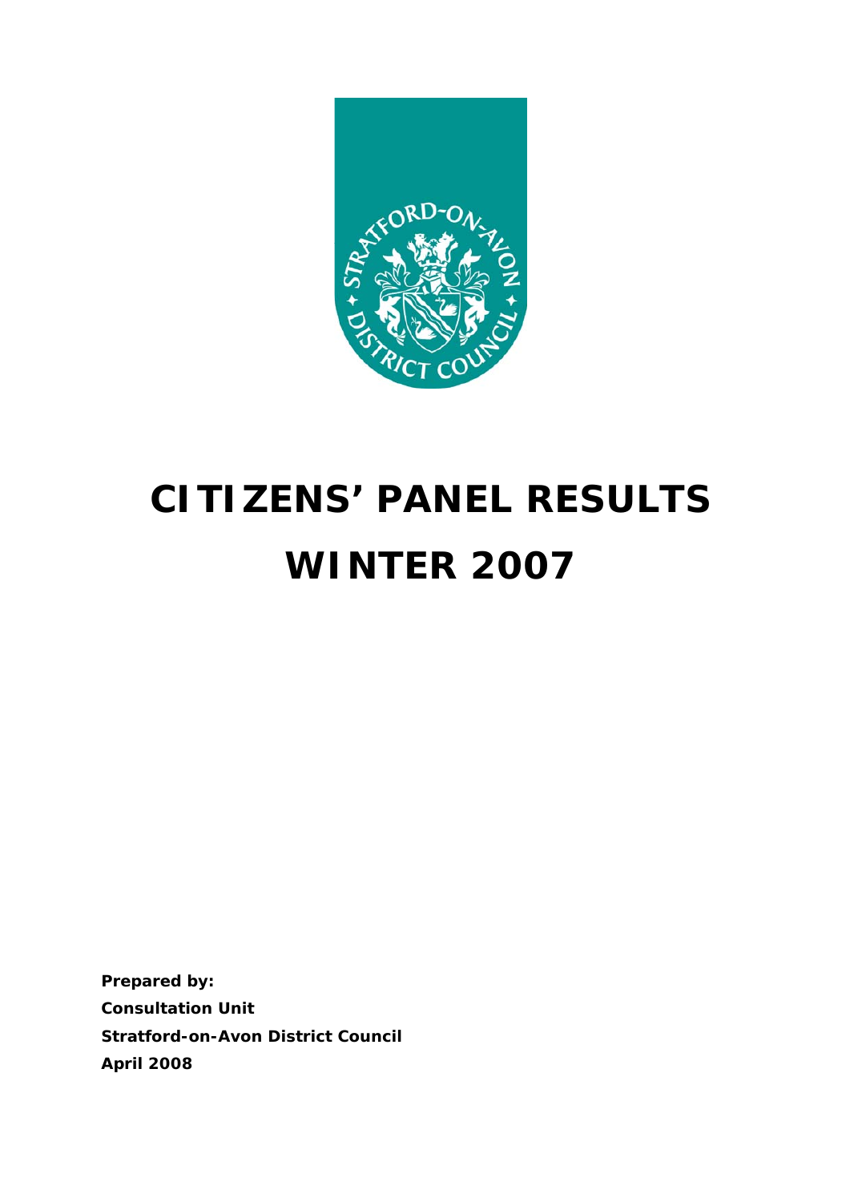# CITIZENS' PANEL RESULTS

# WINTER 2007

**Prepared by:**

**Consultation Unit**

**Stratford-on-Avon District Council**

**April 2008**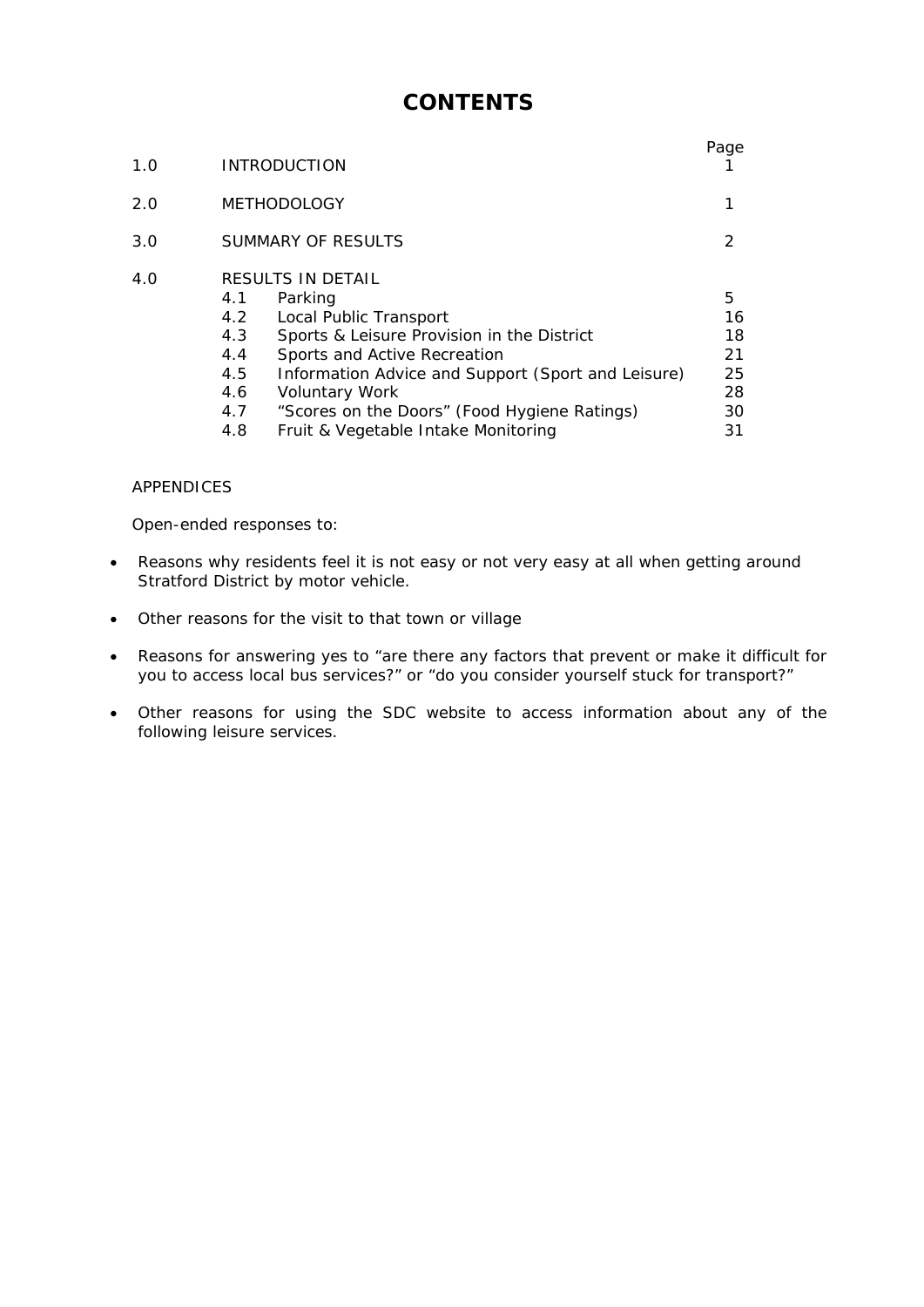# CONTENTS

| | | Page |
|---|---|---|
| 1.0 | INTRODUCTION | 1 |
| 2.0 | METHODOLOGY | 1 |
| 3.0 | SUMMARY OF RESULTS | 2 |
| 4.0 | RESULTS IN DETAIL | |
| | 4.1 Parking | 5 |
| | 4.2 Local Public Transport | 16 |
| | 4.3 Sports & Leisure Provision in the District | 18 |
| | 4.4 Sports and Active Recreation | 21 |
| | 4.5 Information Advice and Support (Sport and Leisure) | 25 |
| | 4.6 Voluntary Work | 28 |
| | 4.7 "Scores on the Doors" (Food Hygiene Ratings) | 30 |
| | 4.8 Fruit & Vegetable Intake Monitoring | 31 |

APPENDICES

Open-ended responses to:

- Reasons why residents feel it is not easy or not very easy at all when getting around Stratford District by motor vehicle.
- Other reasons for the visit to that town or village
- Reasons for answering yes to "are there any factors that prevent or make it difficult for you to access local bus services?" or "do you consider yourself stuck for transport?"
- Other reasons for using the SDC website to access information about any of the following leisure services.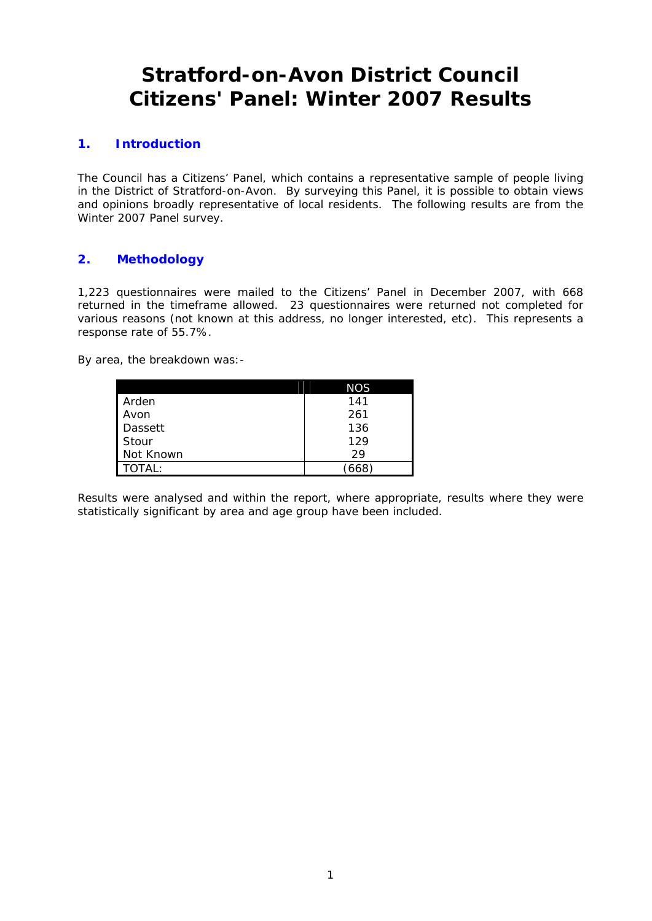# Stratford-on-Avon District Council
# Citizens' Panel: Winter 2007 Results

## 1. Introduction

The Council has a Citizens' Panel, which contains a representative sample of people living in the District of Stratford-on-Avon. By surveying this Panel, it is possible to obtain views and opinions broadly representative of local residents. The following results are from the Winter 2007 Panel survey.

## 2. Methodology

1,223 questionnaires were mailed to the Citizens' Panel in December 2007, with 668 returned in the timeframe allowed. 23 questionnaires were returned not completed for various reasons (not known at this address, no longer interested, etc). This represents a response rate of 55.7%.

By area, the breakdown was:-

| | NOS |
|---|---|
| Arden | 141 |
| Avon | 261 |
| Dassett | 136 |
| Stour | 129 |
| Not Known | 29 |
| TOTAL: | (668) |

Results were analysed and within the report, where appropriate, results where they were statistically significant by area and age group have been included.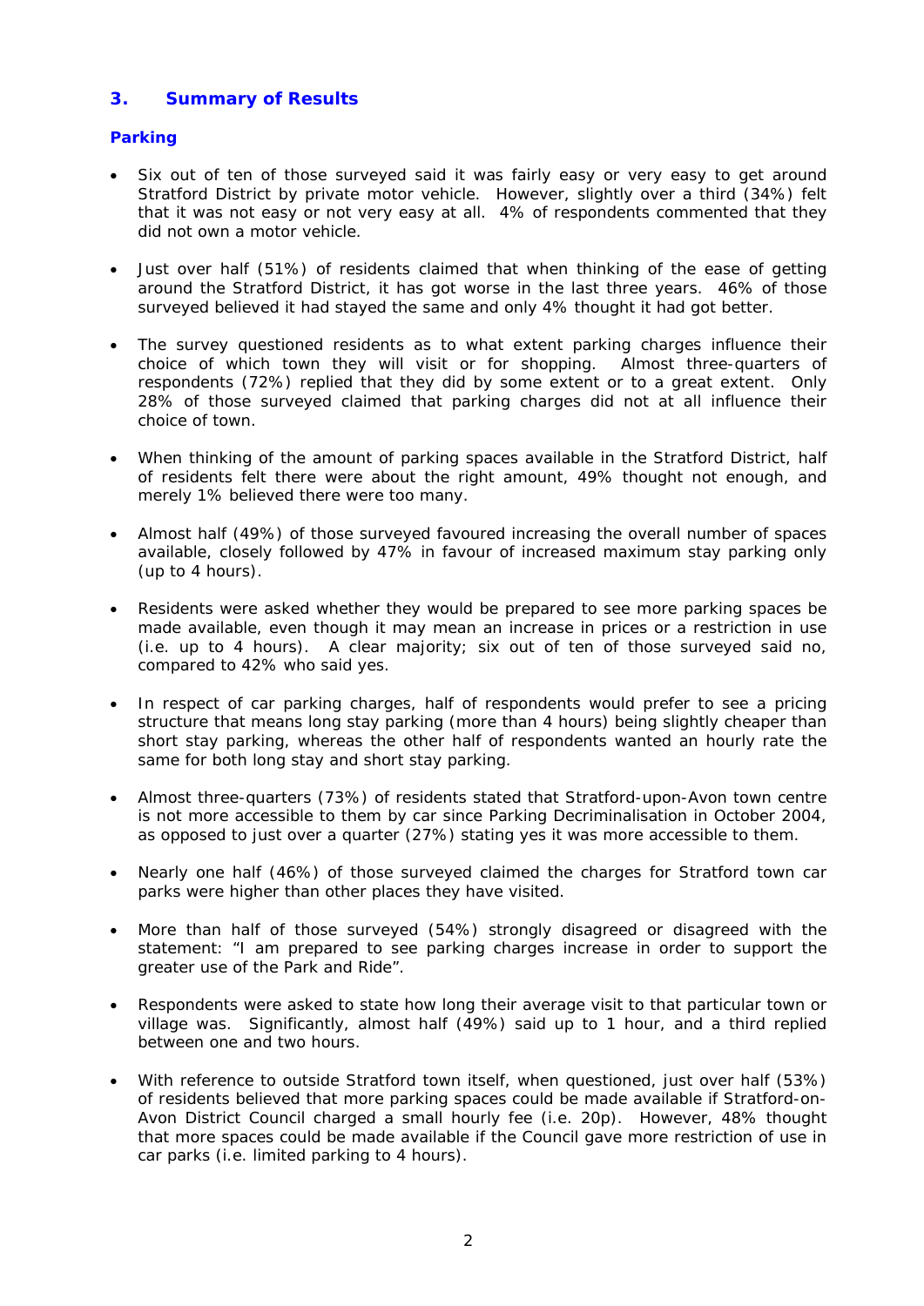## 3. Summary of Results

### Parking

- Six out of ten of those surveyed said it was fairly easy or very easy to get around Stratford District by private motor vehicle. However, slightly over a third (34%) felt that it was not easy or not very easy at all. 4% of respondents commented that they did not own a motor vehicle.

- Just over half (51%) of residents claimed that when thinking of the ease of getting around the Stratford District, it has got worse in the last three years. 46% of those surveyed believed it had stayed the same and only 4% thought it had got better.

- The survey questioned residents as to what extent parking charges influence their choice of which town they will visit or for shopping. Almost three-quarters of respondents (72%) replied that they did by some extent or to a great extent. Only 28% of those surveyed claimed that parking charges did not at all influence their choice of town.

- When thinking of the amount of parking spaces available in the Stratford District, half of residents felt there were about the right amount, 49% thought not enough, and merely 1% believed there were too many.

- Almost half (49%) of those surveyed favoured increasing the overall number of spaces available, closely followed by 47% in favour of increased maximum stay parking only (up to 4 hours).

- Residents were asked whether they would be prepared to see more parking spaces be made available, even though it may mean an increase in prices or a restriction in use (i.e. up to 4 hours). A clear majority; six out of ten of those surveyed said no, compared to 42% who said yes.

- In respect of car parking charges, half of respondents would prefer to see a pricing structure that means long stay parking (more than 4 hours) being slightly cheaper than short stay parking, whereas the other half of respondents wanted an hourly rate the same for both long stay and short stay parking.

- Almost three-quarters (73%) of residents stated that Stratford-upon-Avon town centre is not more accessible to them by car since Parking Decriminalisation in October 2004, as opposed to just over a quarter (27%) stating yes it was more accessible to them.

- Nearly one half (46%) of those surveyed claimed the charges for Stratford town car parks were higher than other places they have visited.

- More than half of those surveyed (54%) strongly disagreed or disagreed with the statement: "I am prepared to see parking charges increase in order to support the greater use of the Park and Ride".

- Respondents were asked to state how long their average visit to that particular town or village was. Significantly, almost half (49%) said up to 1 hour, and a third replied between one and two hours.

- With reference to outside Stratford town itself, when questioned, just over half (53%) of residents believed that more parking spaces could be made available if Stratford-on-Avon District Council charged a small hourly fee (i.e. 20p). However, 48% thought that more spaces could be made available if the Council gave more restriction of use in car parks (i.e. limited parking to 4 hours).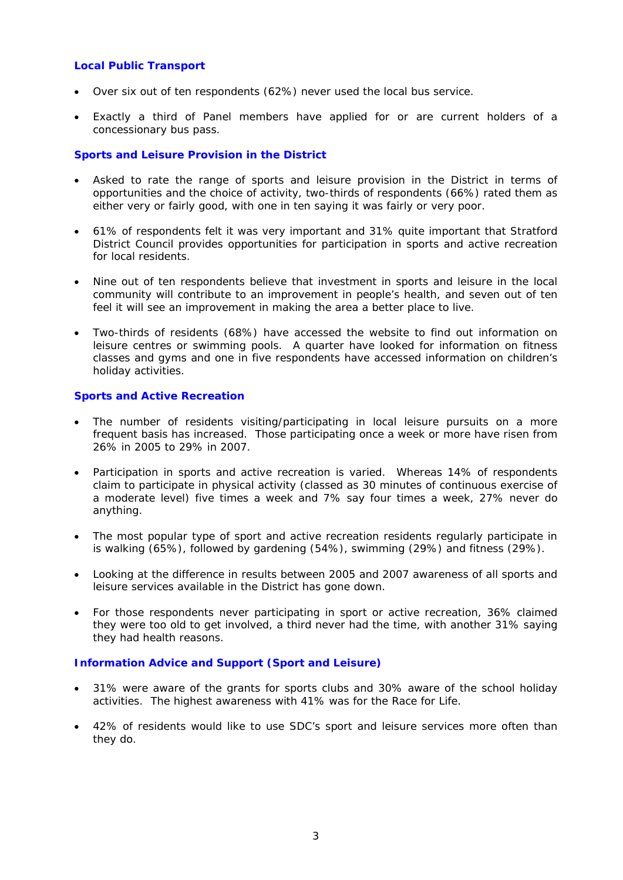### Local Public Transport

- Over six out of ten respondents (62%) never used the local bus service.
- Exactly a third of Panel members have applied for or are current holders of a concessionary bus pass.

### Sports and Leisure Provision in the District

- Asked to rate the range of sports and leisure provision in the District in terms of opportunities and the choice of activity, two-thirds of respondents (66%) rated them as either very or fairly good, with one in ten saying it was fairly or very poor.
- 61% of respondents felt it was very important and 31% quite important that Stratford District Council provides opportunities for participation in sports and active recreation for local residents.
- Nine out of ten respondents believe that investment in sports and leisure in the local community will contribute to an improvement in people's health, and seven out of ten feel it will see an improvement in making the area a better place to live.
- Two-thirds of residents (68%) have accessed the website to find out information on leisure centres or swimming pools. A quarter have looked for information on fitness classes and gyms and one in five respondents have accessed information on children's holiday activities.

### Sports and Active Recreation

- The number of residents visiting/participating in local leisure pursuits on a more frequent basis has increased. Those participating once a week or more have risen from 26% in 2005 to 29% in 2007.
- Participation in sports and active recreation is varied. Whereas 14% of respondents claim to participate in physical activity (classed as 30 minutes of continuous exercise of a moderate level) five times a week and 7% say four times a week, 27% never do anything.
- The most popular type of sport and active recreation residents regularly participate in is walking (65%), followed by gardening (54%), swimming (29%) and fitness (29%).
- Looking at the difference in results between 2005 and 2007 awareness of all sports and leisure services available in the District has gone down.
- For those respondents never participating in sport or active recreation, 36% claimed they were too old to get involved, a third never had the time, with another 31% saying they had health reasons.

### Information Advice and Support (Sport and Leisure)

- 31% were aware of the grants for sports clubs and 30% aware of the school holiday activities. The highest awareness with 41% was for the Race for Life.
- 42% of residents would like to use SDC's sport and leisure services more often than they do.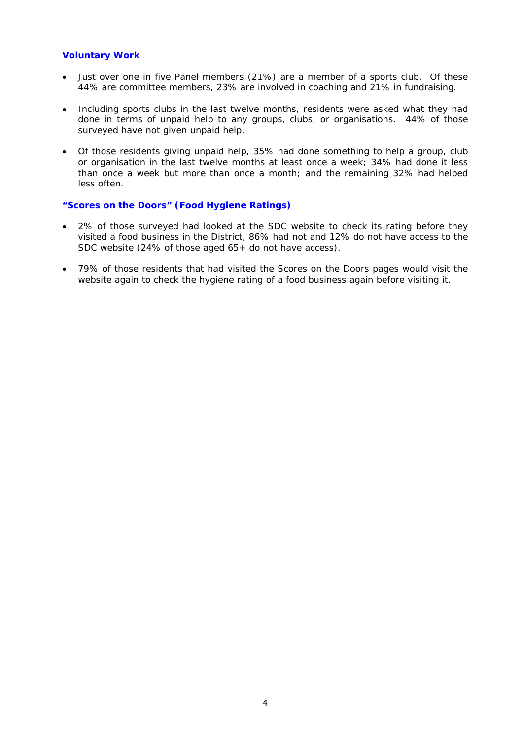## Voluntary Work

- Just over one in five Panel members (21%) are a member of a sports club. Of these 44% are committee members, 23% are involved in coaching and 21% in fundraising.
- Including sports clubs in the last twelve months, residents were asked what they had done in terms of unpaid help to any groups, clubs, or organisations. 44% of those surveyed have not given unpaid help.
- Of those residents giving unpaid help, 35% had done something to help a group, club or organisation in the last twelve months at least once a week; 34% had done it less than once a week but more than once a month; and the remaining 32% had helped less often.

## "Scores on the Doors" (Food Hygiene Ratings)

- 2% of those surveyed had looked at the SDC website to check its rating before they visited a food business in the District, 86% had not and 12% do not have access to the SDC website (24% of those aged 65+ do not have access).
- 79% of those residents that had visited the Scores on the Doors pages would visit the website again to check the hygiene rating of a food business again before visiting it.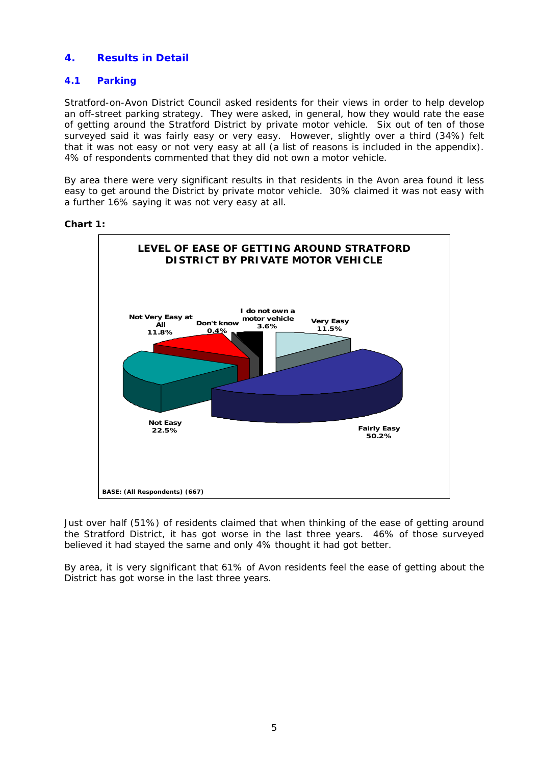## 4. Results in Detail

### 4.1 Parking

Stratford-on-Avon District Council asked residents for their views in order to help develop an off-street parking strategy. They were asked, in general, how they would rate the ease of getting around the Stratford District by private motor vehicle. Six out of ten of those surveyed said it was fairly easy or very easy. However, slightly over a third (34%) felt that it was not easy or not very easy at all (a list of reasons is included in the appendix). 4% of respondents commented that they did not own a motor vehicle.

By area there were very significant results in that residents in the Avon area found it less easy to get around the District by private motor vehicle. 30% claimed it was not easy with a further 16% saying it was not very easy at all.

**Chart 1:**

**LEVEL OF EASE OF GETTING AROUND STRATFORD DISTRICT BY PRIVATE MOTOR VEHICLE**

| Response | % |
|---|---|
| Very Easy | 11.5% |
| Fairly Easy | 50.2% |
| Not Easy | 22.5% |
| Not Very Easy at All | 11.8% |
| Don't know | 0.4% |
| I do not own a motor vehicle | 3.6% |

BASE: (All Respondents) (667)

Just over half (51%) of residents claimed that when thinking of the ease of getting around the Stratford District, it has got worse in the last three years. 46% of those surveyed believed it had stayed the same and only 4% thought it had got better.

By area, it is very significant that 61% of Avon residents feel the ease of getting about the District has got worse in the last three years.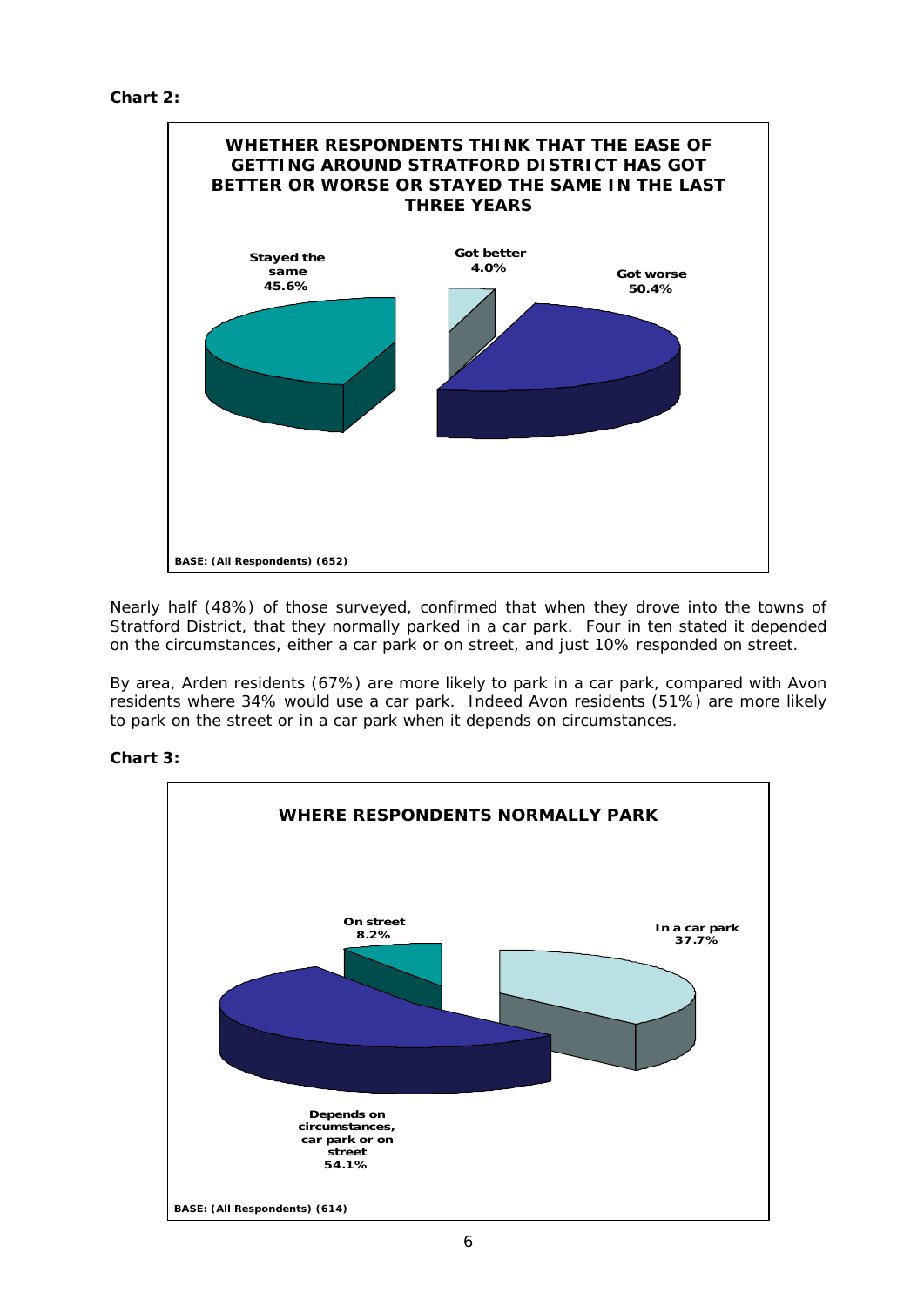**Chart 2:**

**WHETHER RESPONDENTS THINK THAT THE EASE OF GETTING AROUND STRATFORD DISTRICT HAS GOT BETTER OR WORSE OR STAYED THE SAME IN THE LAST THREE YEARS**

- Stayed the same 45.6%
- Got better 4.0%
- Got worse 50.4%

BASE: (All Respondents) (652)

Nearly half (48%) of those surveyed, confirmed that when they drove into the towns of Stratford District, that they normally parked in a car park. Four in ten stated it depended on the circumstances, either a car park or on street, and just 10% responded on street.

By area, Arden residents (67%) are more likely to park in a car park, compared with Avon residents where 34% would use a car park. Indeed Avon residents (51%) are more likely to park on the street or in a car park when it depends on circumstances.

**Chart 3:**

**WHERE RESPONDENTS NORMALLY PARK**

- On street 8.2%
- In a car park 37.7%
- Depends on circumstances, car park or on street 54.1%

BASE: (All Respondents) (614)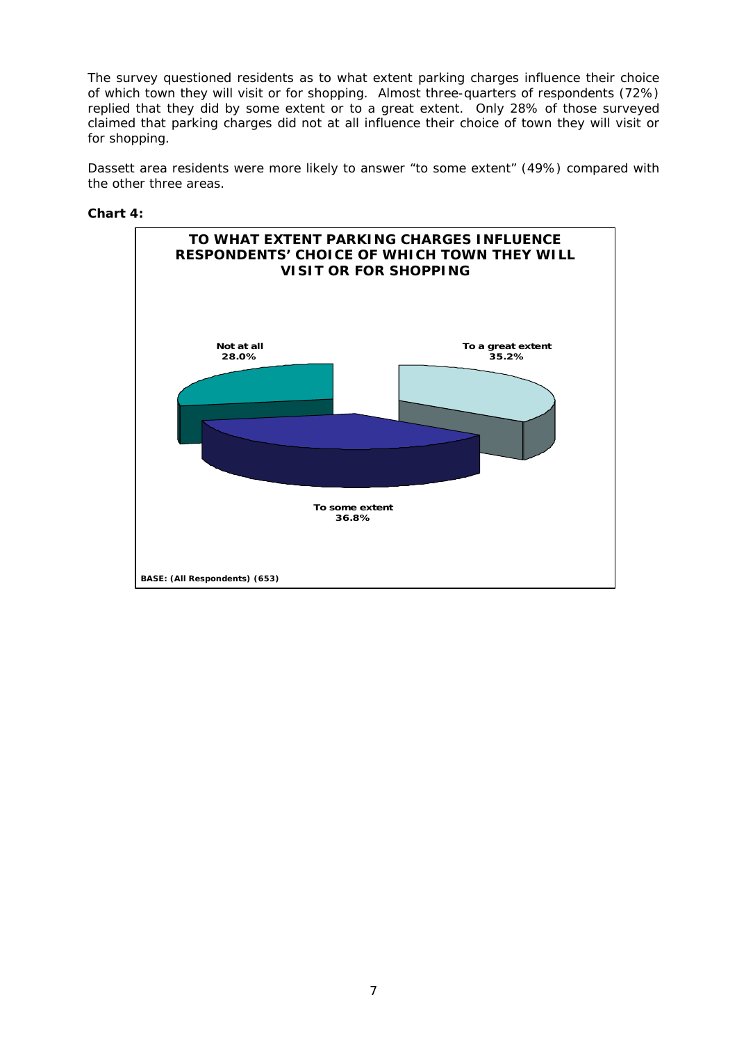The survey questioned residents as to what extent parking charges influence their choice of which town they will visit or for shopping. Almost three-quarters of respondents (72%) replied that they did by some extent or to a great extent. Only 28% of those surveyed claimed that parking charges did not at all influence their choice of town they will visit or for shopping.

Dassett area residents were more likely to answer "to some extent" (49%) compared with the other three areas.

**Chart 4:**

**TO WHAT EXTENT PARKING CHARGES INFLUENCE RESPONDENTS' CHOICE OF WHICH TOWN THEY WILL VISIT OR FOR SHOPPING**

Not at all
28.0%

To a great extent
35.2%

To some extent
36.8%

BASE: (All Respondents) (653)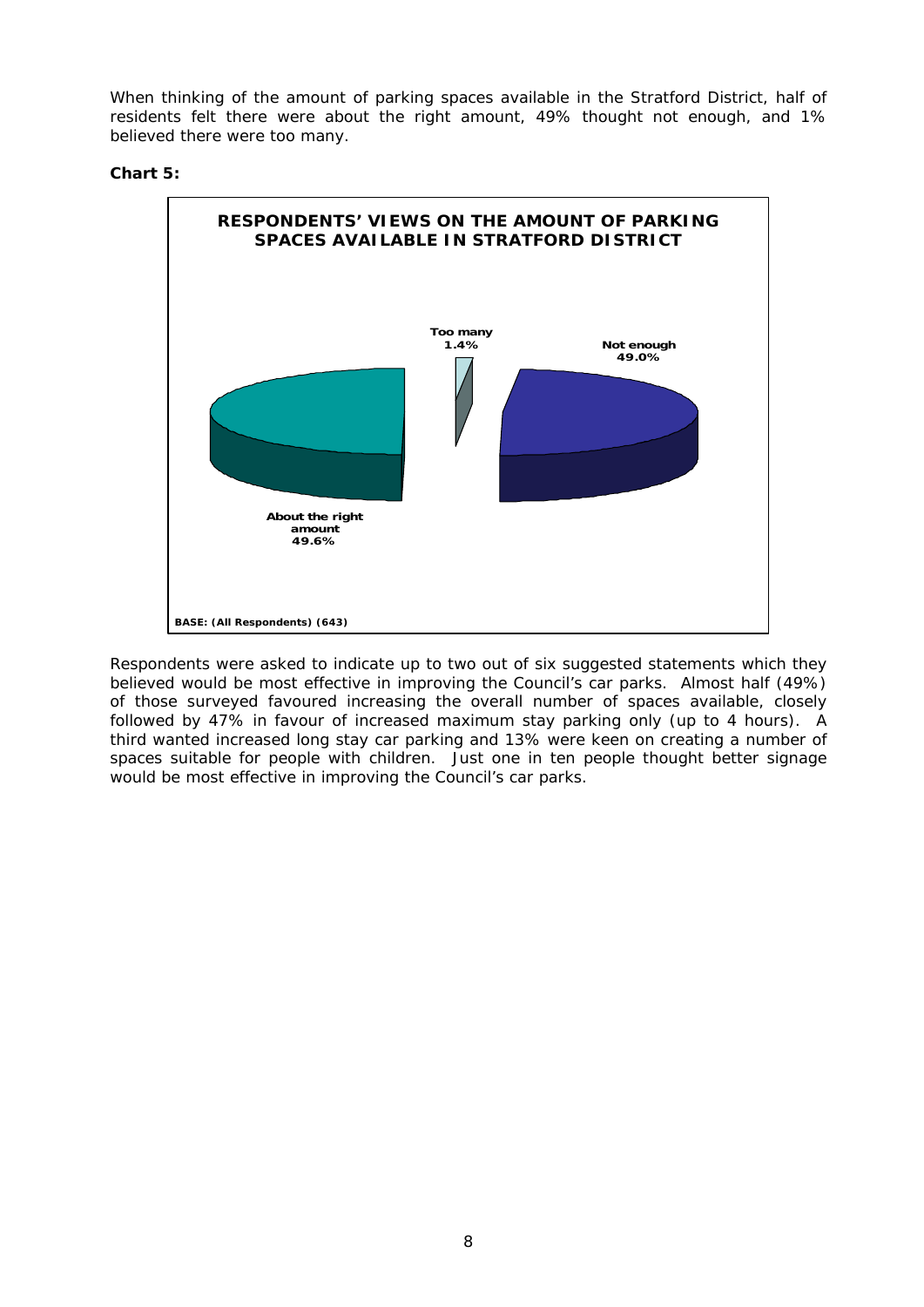When thinking of the amount of parking spaces available in the Stratford District, half of residents felt there were about the right amount, 49% thought not enough, and 1% believed there were too many.

**Chart 5:**

**RESPONDENTS' VIEWS ON THE AMOUNT OF PARKING SPACES AVAILABLE IN STRATFORD DISTRICT**

| Response | % |
|---|---|
| About the right amount | 49.6% |
| Too many | 1.4% |
| Not enough | 49.0% |

BASE: (All Respondents) (643)

Respondents were asked to indicate up to two out of six suggested statements which they believed would be most effective in improving the Council's car parks. Almost half (49%) of those surveyed favoured increasing the overall number of spaces available, closely followed by 47% in favour of increased maximum stay parking only (up to 4 hours). A third wanted increased long stay car parking and 13% were keen on creating a number of spaces suitable for people with children. Just one in ten people thought better signage would be most effective in improving the Council's car parks.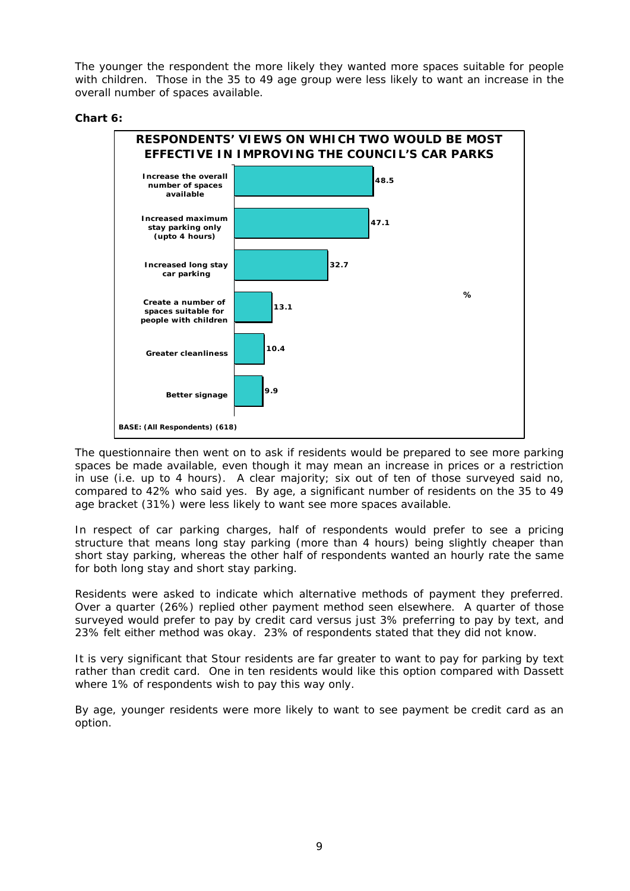The younger the respondent the more likely they wanted more spaces suitable for people with children. Those in the 35 to 49 age group were less likely to want an increase in the overall number of spaces available.

**Chart 6:**

**RESPONDENTS' VIEWS ON WHICH TWO WOULD BE MOST EFFECTIVE IN IMPROVING THE COUNCIL'S CAR PARKS**

| | % |
|---|---|
| Increase the overall number of spaces available | 48.5 |
| Increased maximum stay parking only (upto 4 hours) | 47.1 |
| Increased long stay car parking | 32.7 |
| Create a number of spaces suitable for people with children | 13.1 |
| Greater cleanliness | 10.4 |
| Better signage | 9.9 |

BASE: (All Respondents) (618)

The questionnaire then went on to ask if residents would be prepared to see more parking spaces be made available, even though it may mean an increase in prices or a restriction in use (i.e. up to 4 hours). A clear majority; six out of ten of those surveyed said no, compared to 42% who said yes. By age, a significant number of residents on the 35 to 49 age bracket (31%) were less likely to want see more spaces available.

In respect of car parking charges, half of respondents would prefer to see a pricing structure that means long stay parking (more than 4 hours) being slightly cheaper than short stay parking, whereas the other half of respondents wanted an hourly rate the same for both long stay and short stay parking.

Residents were asked to indicate which alternative methods of payment they preferred. Over a quarter (26%) replied other payment method seen elsewhere. A quarter of those surveyed would prefer to pay by credit card versus just 3% preferring to pay by text, and 23% felt either method was okay. 23% of respondents stated that they did not know.

It is very significant that Stour residents are far greater to want to pay for parking by text rather than credit card. One in ten residents would like this option compared with Dassett where 1% of respondents wish to pay this way only.

By age, younger residents were more likely to want to see payment be credit card as an option.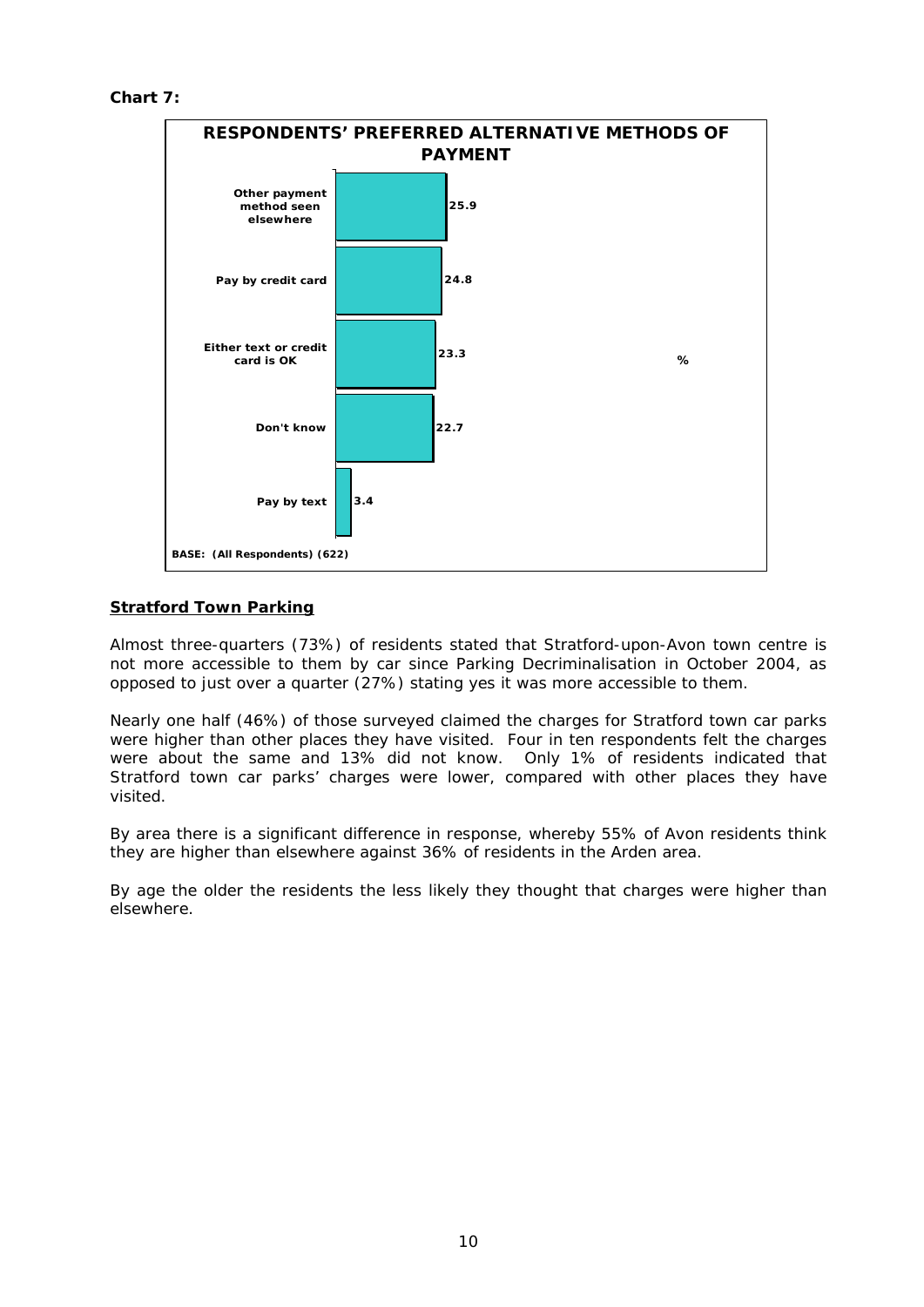**Chart 7:**

**RESPONDENTS' PREFERRED ALTERNATIVE METHODS OF PAYMENT**

| Method | % |
|---|---|
| Other payment method seen elsewhere | 25.9 |
| Pay by credit card | 24.8 |
| Either text or credit card is OK | 23.3 |
| Don't know | 22.7 |
| Pay by text | 3.4 |

BASE: (All Respondents) (622)

## Stratford Town Parking

Almost three-quarters (73%) of residents stated that Stratford-upon-Avon town centre is not more accessible to them by car since Parking Decriminalisation in October 2004, as opposed to just over a quarter (27%) stating yes it was more accessible to them.

Nearly one half (46%) of those surveyed claimed the charges for Stratford town car parks were higher than other places they have visited. Four in ten respondents felt the charges were about the same and 13% did not know. Only 1% of residents indicated that Stratford town car parks' charges were lower, compared with other places they have visited.

By area there is a significant difference in response, whereby 55% of Avon residents think they are higher than elsewhere against 36% of residents in the Arden area.

By age the older the residents the less likely they thought that charges were higher than elsewhere.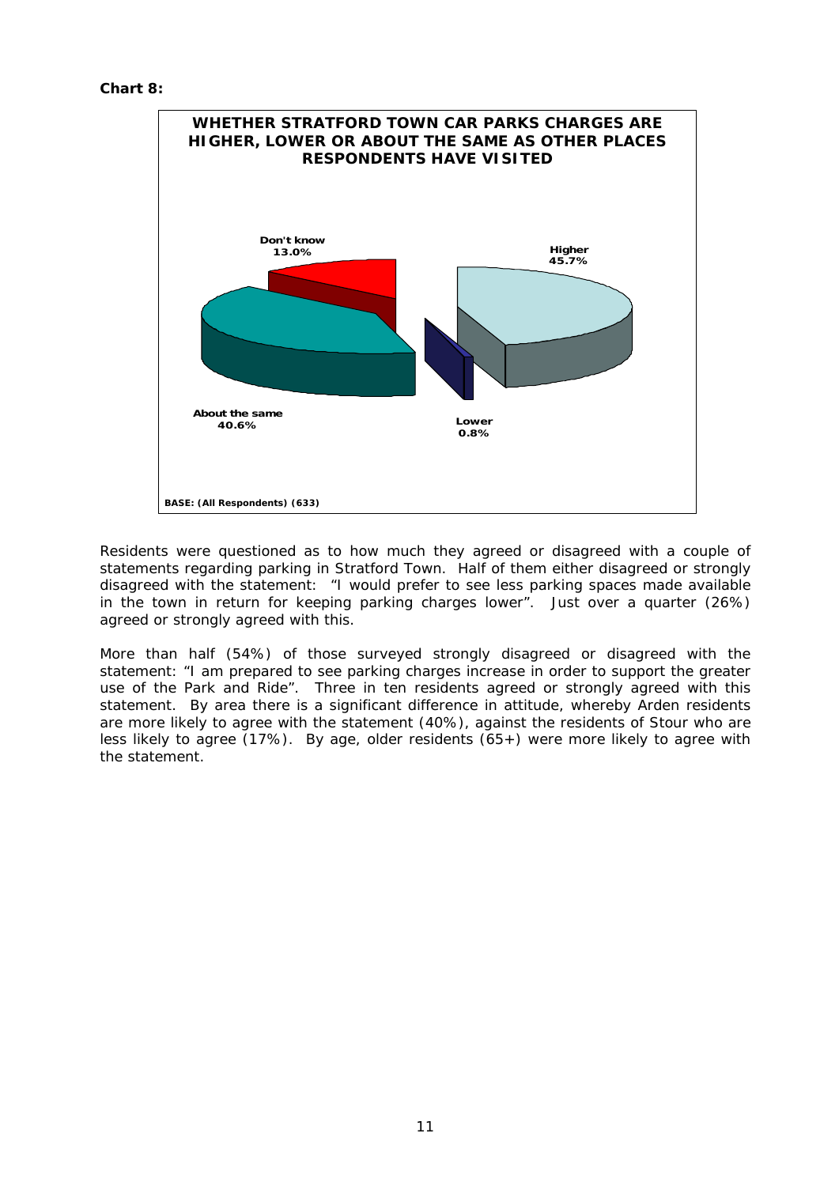**Chart 8:**

**WHETHER STRATFORD TOWN CAR PARKS CHARGES ARE HIGHER, LOWER OR ABOUT THE SAME AS OTHER PLACES RESPONDENTS HAVE VISITED**

Don't know 13.0%

Higher 45.7%

About the same 40.6%

Lower 0.8%

BASE: (All Respondents) (633)

Residents were questioned as to how much they agreed or disagreed with a couple of statements regarding parking in Stratford Town. Half of them either disagreed or strongly disagreed with the statement: "I would prefer to see less parking spaces made available in the town in return for keeping parking charges lower". Just over a quarter (26%) agreed or strongly agreed with this.

More than half (54%) of those surveyed strongly disagreed or disagreed with the statement: "I am prepared to see parking charges increase in order to support the greater use of the Park and Ride". Three in ten residents agreed or strongly agreed with this statement. By area there is a significant difference in attitude, whereby Arden residents are more likely to agree with the statement (40%), against the residents of Stour who are less likely to agree (17%). By age, older residents (65+) were more likely to agree with the statement.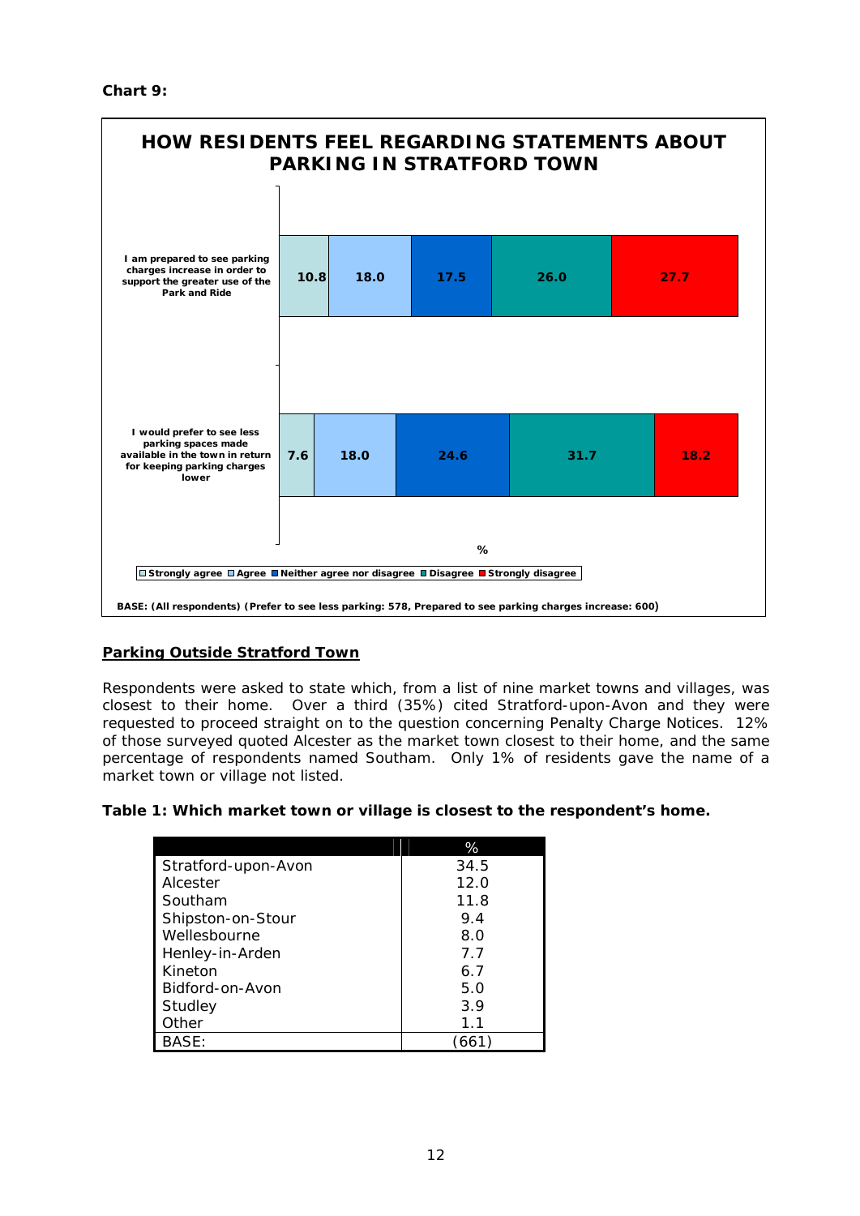**Chart 9:**

**HOW RESIDENTS FEEL REGARDING STATEMENTS ABOUT PARKING IN STRATFORD TOWN**

| | Strongly agree | Agree | Neither agree nor disagree | Disagree | Strongly disagree |
|---|---|---|---|---|---|
| I am prepared to see parking charges increase in order to support the greater use of the Park and Ride | 10.8 | 18.0 | 17.5 | 26.0 | 27.7 |
| I would prefer to see less parking spaces made available in the town in return for keeping parking charges lower | 7.6 | 18.0 | 24.6 | 31.7 | 18.2 |

%

BASE: (All respondents) (Prefer to see less parking: 578, Prepared to see parking charges increase: 600)

## Parking Outside Stratford Town

Respondents were asked to state which, from a list of nine market towns and villages, was closest to their home. Over a third (35%) cited Stratford-upon-Avon and they were requested to proceed straight on to the question concerning Penalty Charge Notices. 12% of those surveyed quoted Alcester as the market town closest to their home, and the same percentage of respondents named Southam. Only 1% of residents gave the name of a market town or village not listed.

**Table 1: Which market town or village is closest to the respondent's home.**

| | % |
|---|---|
| Stratford-upon-Avon | 34.5 |
| Alcester | 12.0 |
| Southam | 11.8 |
| Shipston-on-Stour | 9.4 |
| Wellesbourne | 8.0 |
| Henley-in-Arden | 7.7 |
| Kineton | 6.7 |
| Bidford-on-Avon | 5.0 |
| Studley | 3.9 |
| Other | 1.1 |
| BASE: | (661) |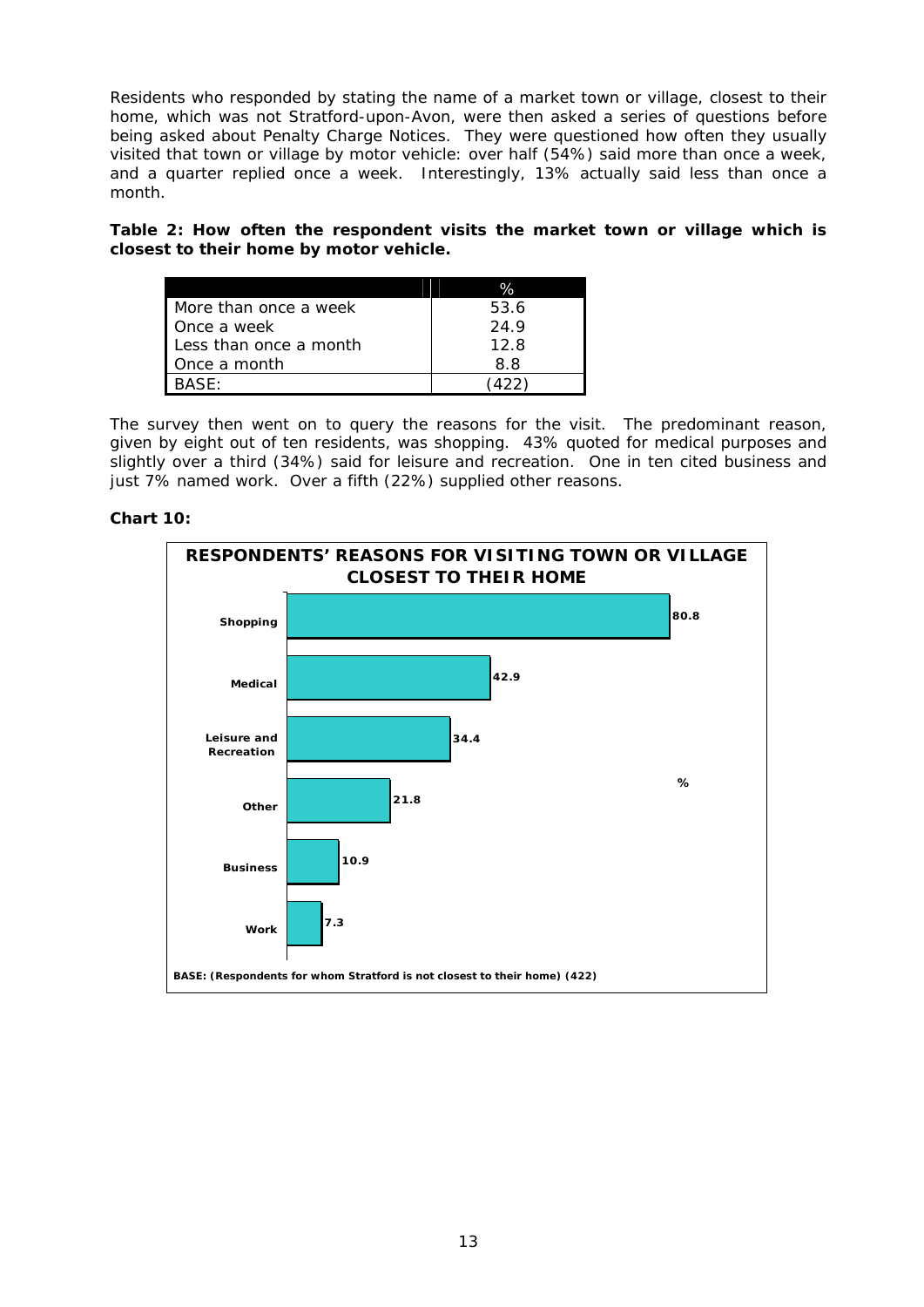Residents who responded by stating the name of a market town or village, closest to their home, which was not Stratford-upon-Avon, were then asked a series of questions before being asked about Penalty Charge Notices. They were questioned how often they usually visited that town or village by motor vehicle: over half (54%) said more than once a week, and a quarter replied once a week. Interestingly, 13% actually said less than once a month.

**Table 2: How often the respondent visits the market town or village which is closest to their home by motor vehicle.**

| | % |
|---|---|
| More than once a week | 53.6 |
| Once a week | 24.9 |
| Less than once a month | 12.8 |
| Once a month | 8.8 |
| BASE: | (422) |

The survey then went on to query the reasons for the visit. The predominant reason, given by eight out of ten residents, was shopping. 43% quoted for medical purposes and slightly over a third (34%) said for leisure and recreation. One in ten cited business and just 7% named work. Over a fifth (22%) supplied other reasons.

**Chart 10:**

**RESPONDENTS' REASONS FOR VISITING TOWN OR VILLAGE CLOSEST TO THEIR HOME**

| Reason | % |
|---|---|
| Shopping | 80.8 |
| Medical | 42.9 |
| Leisure and Recreation | 34.4 |
| Other | 21.8 |
| Business | 10.9 |
| Work | 7.3 |

BASE: (Respondents for whom Stratford is not closest to their home) (422)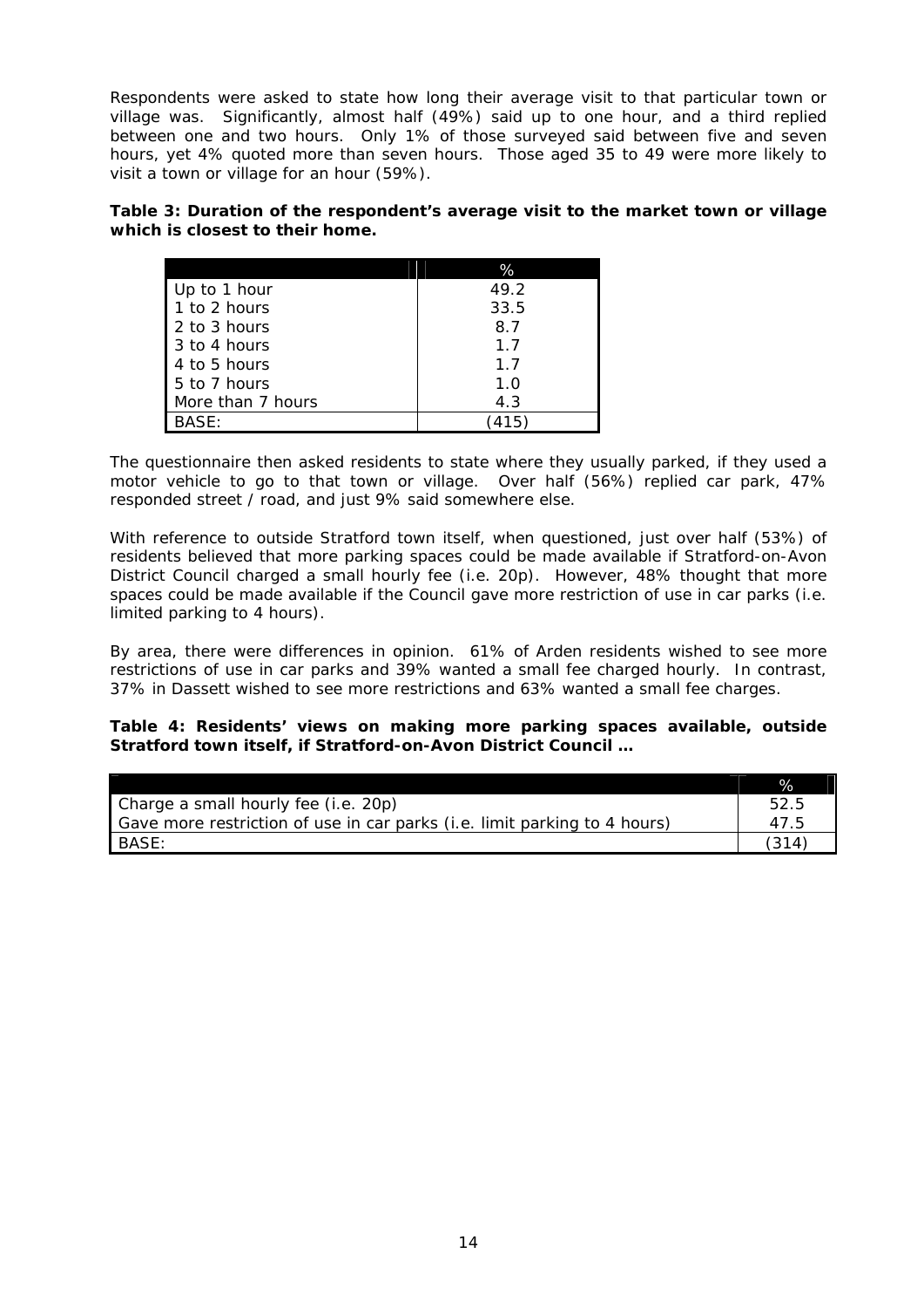Respondents were asked to state how long their average visit to that particular town or village was. Significantly, almost half (49%) said up to one hour, and a third replied between one and two hours. Only 1% of those surveyed said between five and seven hours, yet 4% quoted more than seven hours. Those aged 35 to 49 were more likely to visit a town or village for an hour (59%).

**Table 3: Duration of the respondent's average visit to the market town or village which is closest to their home.**

| | % |
|---|---|
| Up to 1 hour | 49.2 |
| 1 to 2 hours | 33.5 |
| 2 to 3 hours | 8.7 |
| 3 to 4 hours | 1.7 |
| 4 to 5 hours | 1.7 |
| 5 to 7 hours | 1.0 |
| More than 7 hours | 4.3 |
| BASE: | (415) |

The questionnaire then asked residents to state where they usually parked, if they used a motor vehicle to go to that town or village. Over half (56%) replied car park, 47% responded street / road, and just 9% said somewhere else.

With reference to outside Stratford town itself, when questioned, just over half (53%) of residents believed that more parking spaces could be made available if Stratford-on-Avon District Council charged a small hourly fee (i.e. 20p). However, 48% thought that more spaces could be made available if the Council gave more restriction of use in car parks (i.e. limited parking to 4 hours).

By area, there were differences in opinion. 61% of Arden residents wished to see more restrictions of use in car parks and 39% wanted a small fee charged hourly. In contrast, 37% in Dassett wished to see more restrictions and 63% wanted a small fee charges.

**Table 4: Residents' views on making more parking spaces available, outside Stratford town itself, if Stratford-on-Avon District Council …**

| | % |
|---|---|
| Charge a small hourly fee (i.e. 20p) | 52.5 |
| Gave more restriction of use in car parks (i.e. limit parking to 4 hours) | 47.5 |
| BASE: | (314) |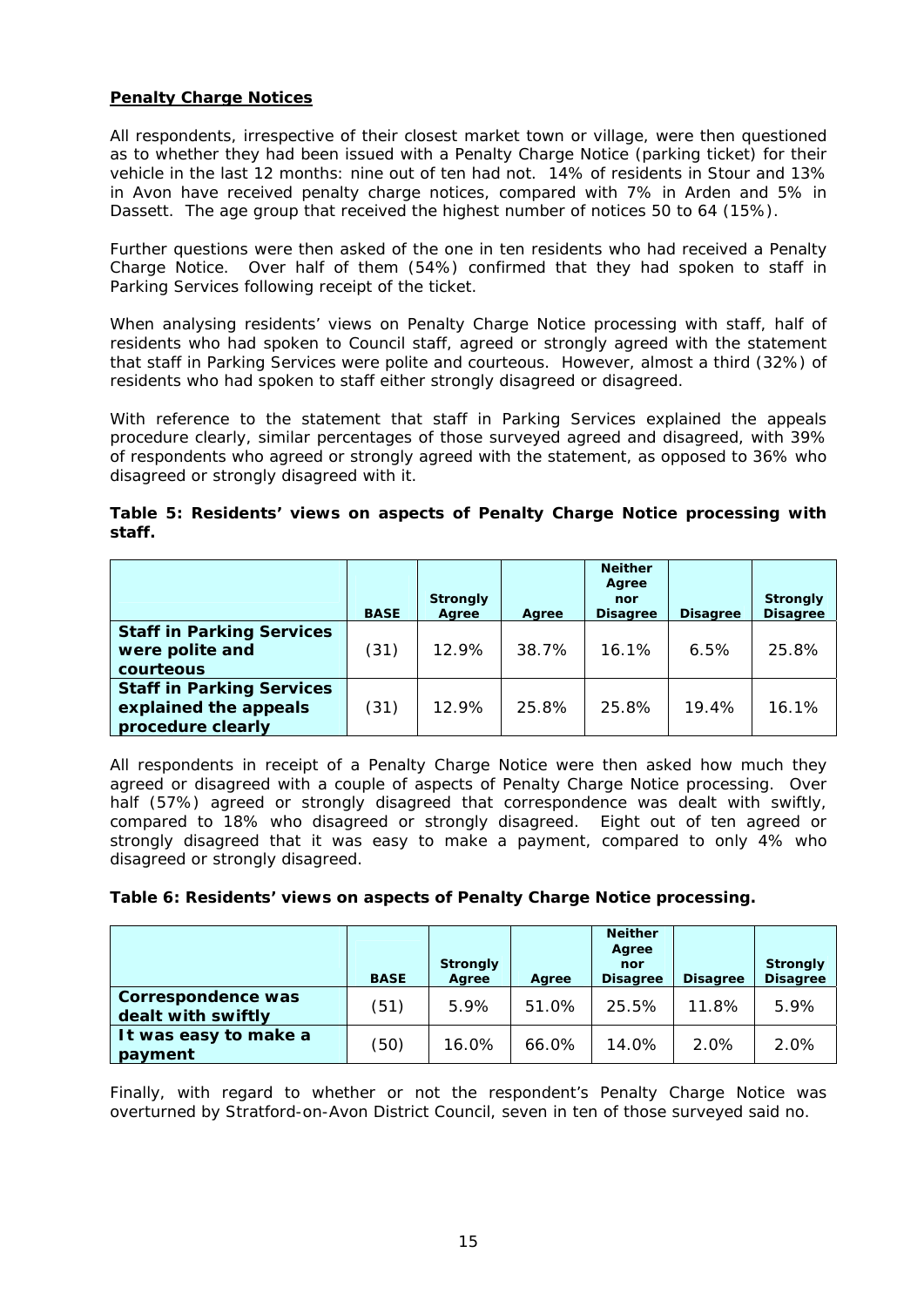**Penalty Charge Notices**

All respondents, irrespective of their closest market town or village, were then questioned as to whether they had been issued with a Penalty Charge Notice (parking ticket) for their vehicle in the last 12 months: nine out of ten had not. 14% of residents in Stour and 13% in Avon have received penalty charge notices, compared with 7% in Arden and 5% in Dassett. The age group that received the highest number of notices 50 to 64 (15%).

Further questions were then asked of the one in ten residents who had received a Penalty Charge Notice. Over half of them (54%) confirmed that they had spoken to staff in Parking Services following receipt of the ticket.

When analysing residents' views on Penalty Charge Notice processing with staff, half of residents who had spoken to Council staff, agreed or strongly agreed with the statement that staff in Parking Services were polite and courteous. However, almost a third (32%) of residents who had spoken to staff either strongly disagreed or disagreed.

With reference to the statement that staff in Parking Services explained the appeals procedure clearly, similar percentages of those surveyed agreed and disagreed, with 39% of respondents who agreed or strongly agreed with the statement, as opposed to 36% who disagreed or strongly disagreed with it.

**Table 5: Residents' views on aspects of Penalty Charge Notice processing with staff.**

| | BASE | Strongly Agree | Agree | Neither Agree nor Disagree | Disagree | Strongly Disagree |
|---|---|---|---|---|---|---|
| **Staff in Parking Services were polite and courteous** | (31) | 12.9% | 38.7% | 16.1% | 6.5% | 25.8% |
| **Staff in Parking Services explained the appeals procedure clearly** | (31) | 12.9% | 25.8% | 25.8% | 19.4% | 16.1% |

All respondents in receipt of a Penalty Charge Notice were then asked how much they agreed or disagreed with a couple of aspects of Penalty Charge Notice processing. Over half (57%) agreed or strongly disagreed that correspondence was dealt with swiftly, compared to 18% who disagreed or strongly disagreed. Eight out of ten agreed or strongly disagreed that it was easy to make a payment, compared to only 4% who disagreed or strongly disagreed.

**Table 6: Residents' views on aspects of Penalty Charge Notice processing.**

| | BASE | Strongly Agree | Agree | Neither Agree nor Disagree | Disagree | Strongly Disagree |
|---|---|---|---|---|---|---|
| **Correspondence was dealt with swiftly** | (51) | 5.9% | 51.0% | 25.5% | 11.8% | 5.9% |
| **It was easy to make a payment** | (50) | 16.0% | 66.0% | 14.0% | 2.0% | 2.0% |

Finally, with regard to whether or not the respondent's Penalty Charge Notice was overturned by Stratford-on-Avon District Council, seven in ten of those surveyed said no.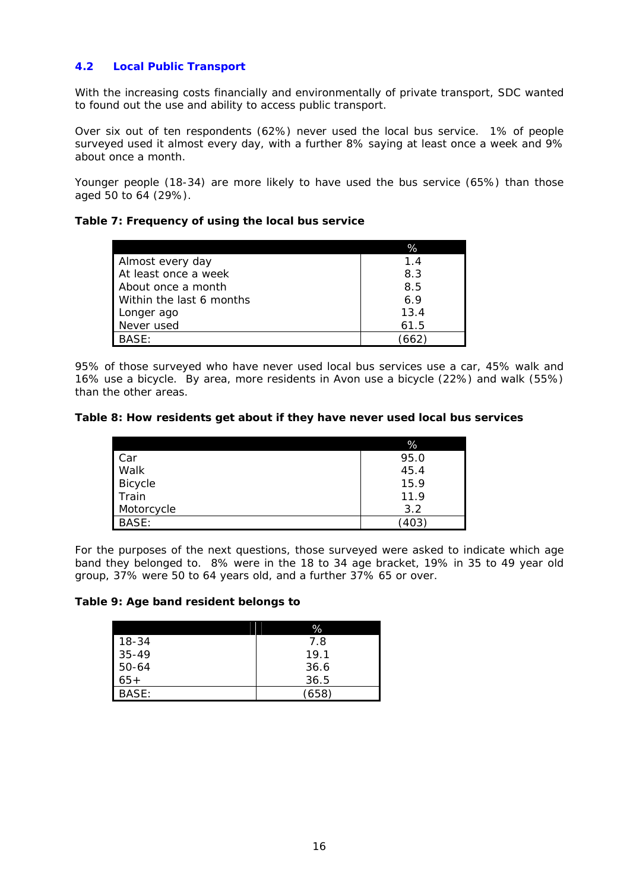### 4.2 Local Public Transport

With the increasing costs financially and environmentally of private transport, SDC wanted to found out the use and ability to access public transport.

Over six out of ten respondents (62%) never used the local bus service. 1% of people surveyed used it almost every day, with a further 8% saying at least once a week and 9% about once a month.

Younger people (18-34) are more likely to have used the bus service (65%) than those aged 50 to 64 (29%).

**Table 7: Frequency of using the local bus service**

| | % |
|---|---|
| Almost every day | 1.4 |
| At least once a week | 8.3 |
| About once a month | 8.5 |
| Within the last 6 months | 6.9 |
| Longer ago | 13.4 |
| Never used | 61.5 |
| BASE: | (662) |

95% of those surveyed who have never used local bus services use a car, 45% walk and 16% use a bicycle. By area, more residents in Avon use a bicycle (22%) and walk (55%) than the other areas.

**Table 8: How residents get about if they have never used local bus services**

| | % |
|---|---|
| Car | 95.0 |
| Walk | 45.4 |
| Bicycle | 15.9 |
| Train | 11.9 |
| Motorcycle | 3.2 |
| BASE: | (403) |

For the purposes of the next questions, those surveyed were asked to indicate which age band they belonged to. 8% were in the 18 to 34 age bracket, 19% in 35 to 49 year old group, 37% were 50 to 64 years old, and a further 37% 65 or over.

**Table 9: Age band resident belongs to**

| | % |
|---|---|
| 18-34 | 7.8 |
| 35-49 | 19.1 |
| 50-64 | 36.6 |
| 65+ | 36.5 |
| BASE: | (658) |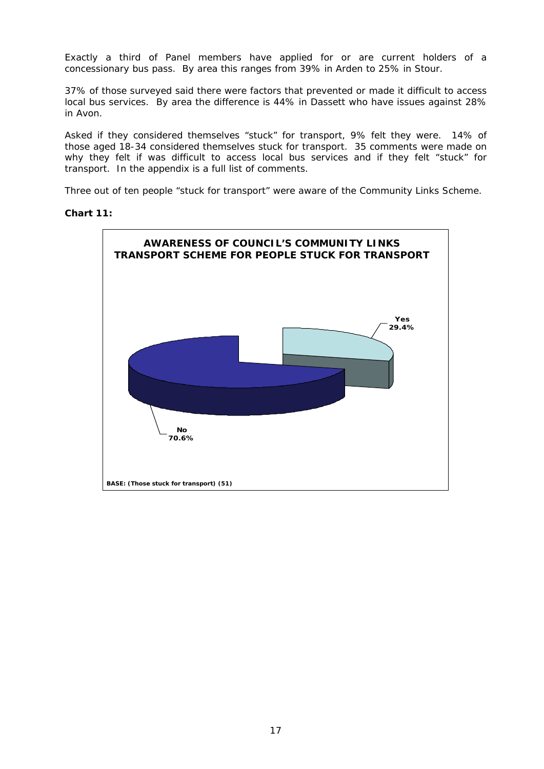Exactly a third of Panel members have applied for or are current holders of a concessionary bus pass. By area this ranges from 39% in Arden to 25% in Stour.

37% of those surveyed said there were factors that prevented or made it difficult to access local bus services. By area the difference is 44% in Dassett who have issues against 28% in Avon.

Asked if they considered themselves "stuck" for transport, 9% felt they were. 14% of those aged 18-34 considered themselves stuck for transport. 35 comments were made on why they felt if was difficult to access local bus services and if they felt "stuck" for transport. In the appendix is a full list of comments.

Three out of ten people "stuck for transport" were aware of the Community Links Scheme.

**Chart 11:**

**AWARENESS OF COUNCIL'S COMMUNITY LINKS TRANSPORT SCHEME FOR PEOPLE STUCK FOR TRANSPORT**

| Response | Percentage |
|---|---|
| Yes | 29.4% |
| No | 70.6% |

**BASE: (Those stuck for transport) (51)**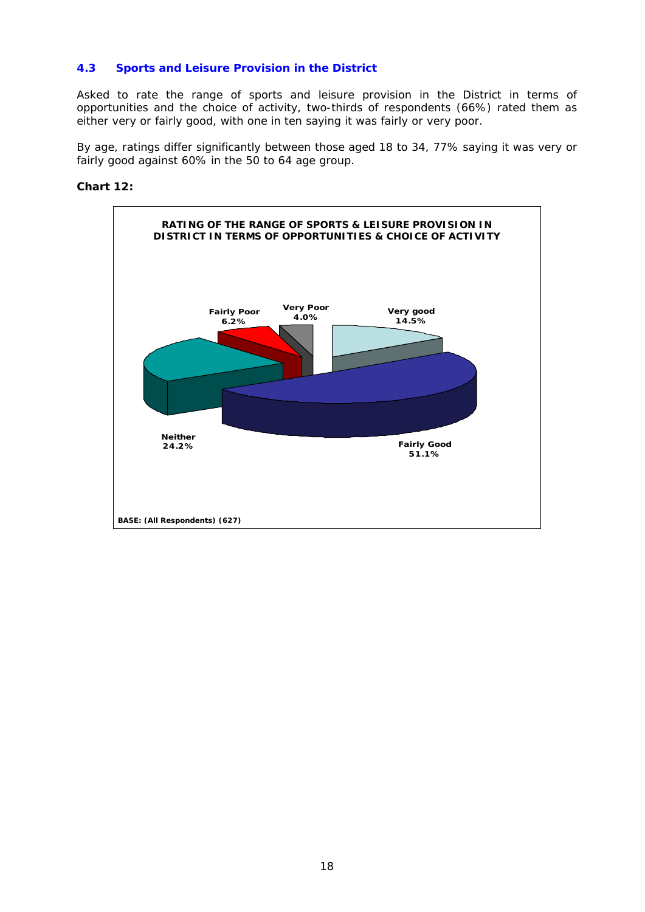### 4.3 Sports and Leisure Provision in the District

Asked to rate the range of sports and leisure provision in the District in terms of opportunities and the choice of activity, two-thirds of respondents (66%) rated them as either very or fairly good, with one in ten saying it was fairly or very poor.

By age, ratings differ significantly between those aged 18 to 34, 77% saying it was very or fairly good against 60% in the 50 to 64 age group.

**Chart 12:**

**RATING OF THE RANGE OF SPORTS & LEISURE PROVISION IN DISTRICT IN TERMS OF OPPORTUNITIES & CHOICE OF ACTIVITY**

| Rating | % |
|---|---|
| Very good | 14.5% |
| Fairly Good | 51.1% |
| Neither | 24.2% |
| Fairly Poor | 6.2% |
| Very Poor | 4.0% |

BASE: (All Respondents) (627)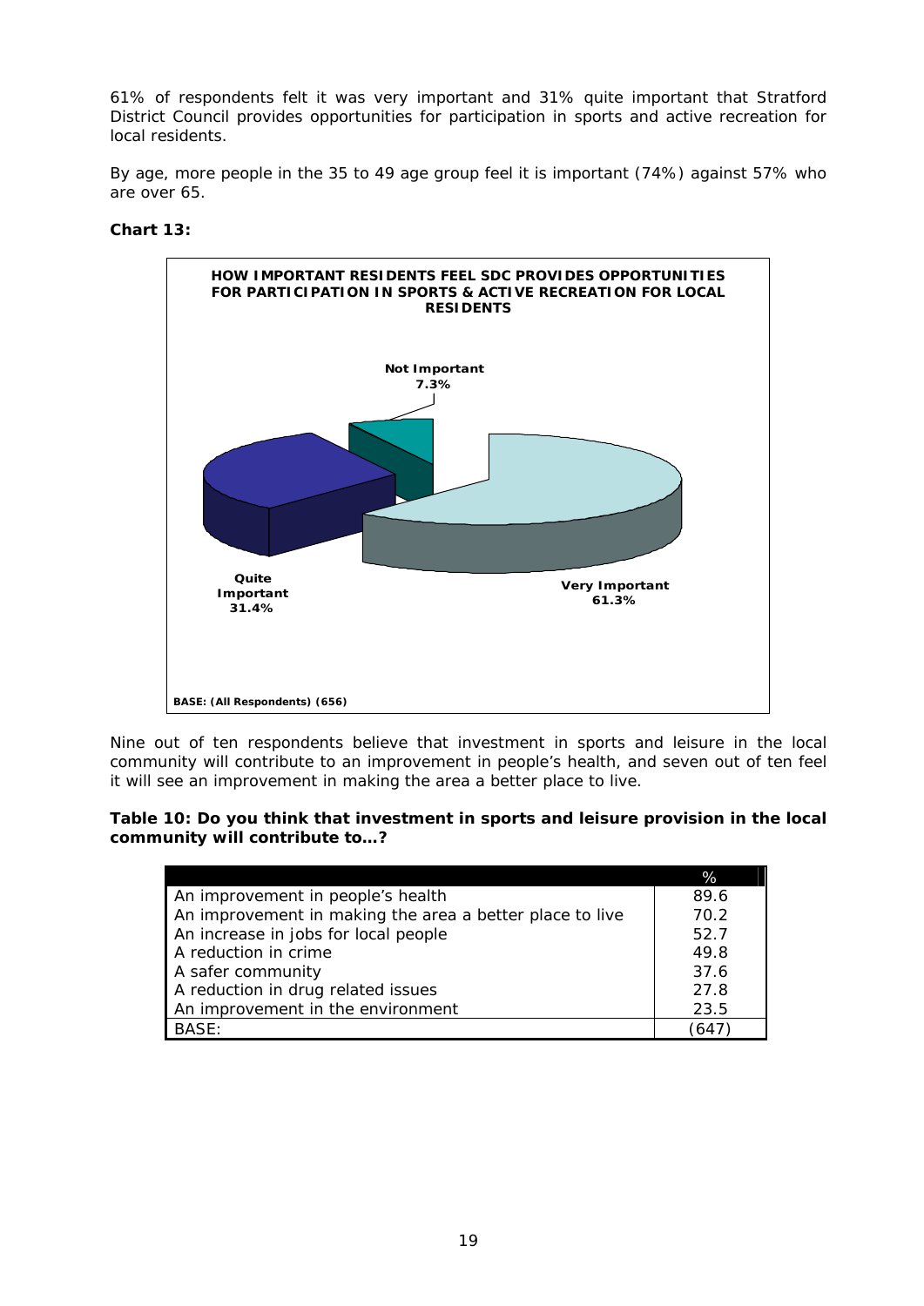61% of respondents felt it was very important and 31% quite important that Stratford District Council provides opportunities for participation in sports and active recreation for local residents.

By age, more people in the 35 to 49 age group feel it is important (74%) against 57% who are over 65.

**Chart 13:**

**HOW IMPORTANT RESIDENTS FEEL SDC PROVIDES OPPORTUNITIES FOR PARTICIPATION IN SPORTS & ACTIVE RECREATION FOR LOCAL RESIDENTS**

| Response | % |
|---|---|
| Very Important | 61.3% |
| Quite Important | 31.4% |
| Not Important | 7.3% |

BASE: (All Respondents) (656)

Nine out of ten respondents believe that investment in sports and leisure in the local community will contribute to an improvement in people's health, and seven out of ten feel it will see an improvement in making the area a better place to live.

**Table 10: Do you think that investment in sports and leisure provision in the local community will contribute to…?**

| | % |
|---|---|
| An improvement in people's health | 89.6 |
| An improvement in making the area a better place to live | 70.2 |
| An increase in jobs for local people | 52.7 |
| A reduction in crime | 49.8 |
| A safer community | 37.6 |
| A reduction in drug related issues | 27.8 |
| An improvement in the environment | 23.5 |
| BASE: | (647) |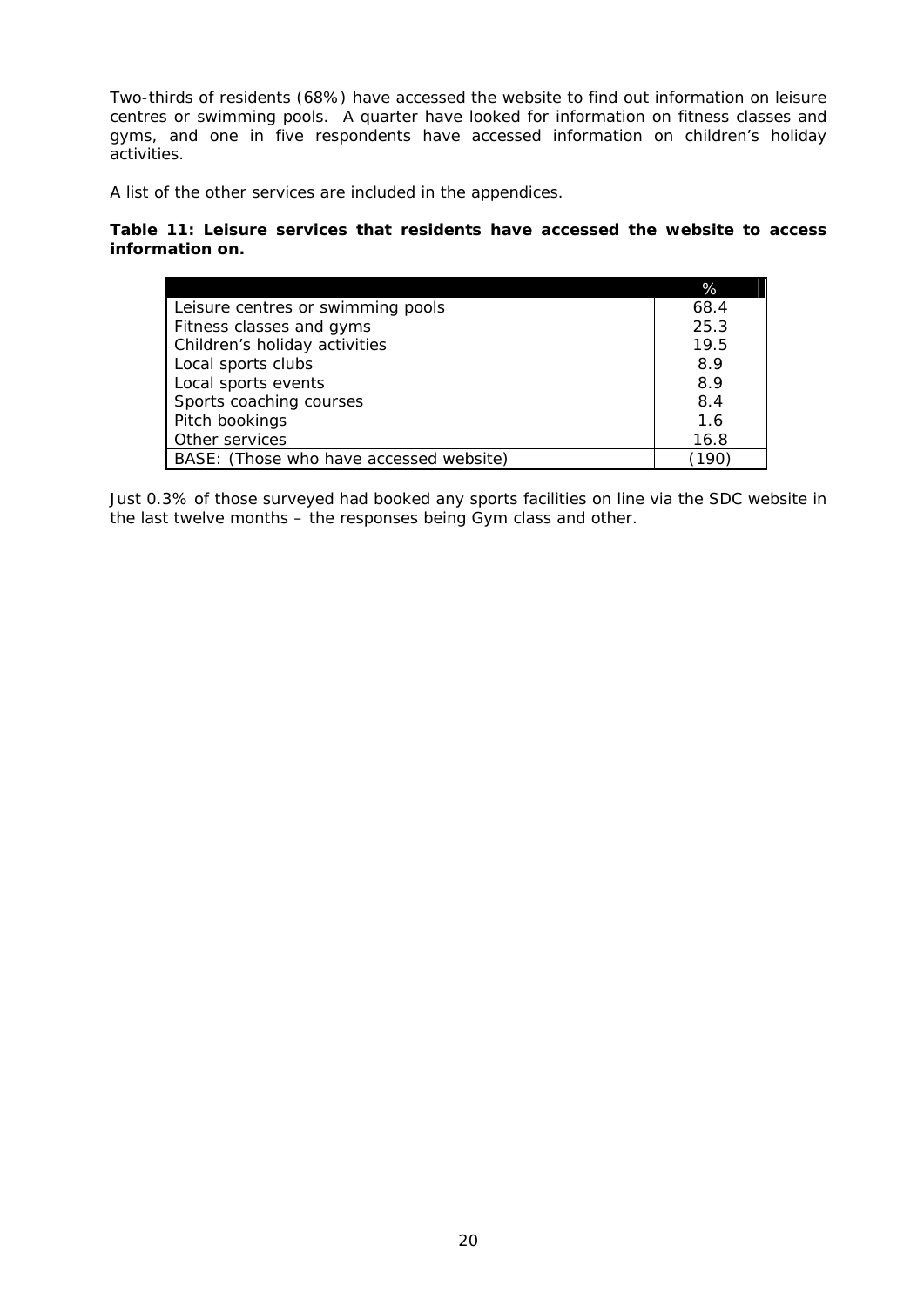Two-thirds of residents (68%) have accessed the website to find out information on leisure centres or swimming pools. A quarter have looked for information on fitness classes and gyms, and one in five respondents have accessed information on children's holiday activities.

A list of the other services are included in the appendices.

**Table 11: Leisure services that residents have accessed the website to access information on.**

| | % |
|---|---|
| Leisure centres or swimming pools | 68.4 |
| Fitness classes and gyms | 25.3 |
| Children's holiday activities | 19.5 |
| Local sports clubs | 8.9 |
| Local sports events | 8.9 |
| Sports coaching courses | 8.4 |
| Pitch bookings | 1.6 |
| Other services | 16.8 |
| BASE: (Those who have accessed website) | (190) |

Just 0.3% of those surveyed had booked any sports facilities on line via the SDC website in the last twelve months – the responses being Gym class and other.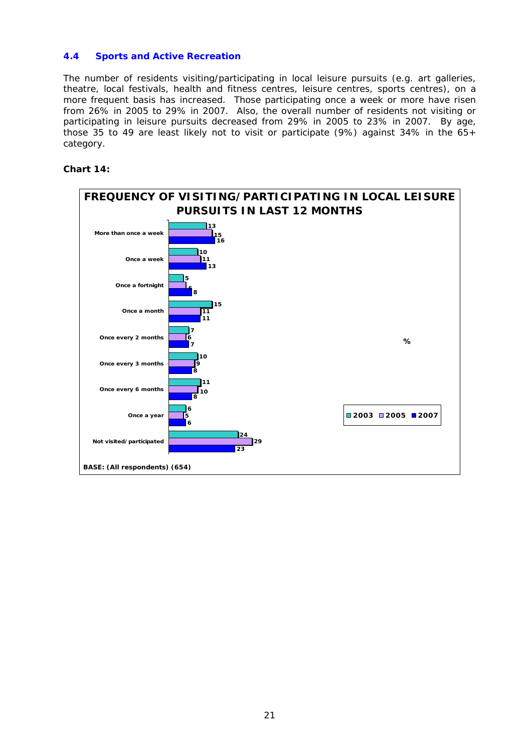### 4.4 Sports and Active Recreation

The number of residents visiting/participating in local leisure pursuits (e.g. art galleries, theatre, local festivals, health and fitness centres, leisure centres, sports centres), on a more frequent basis has increased. Those participating once a week or more have risen from 26% in 2005 to 29% in 2007. Also, the overall number of residents not visiting or participating in leisure pursuits decreased from 29% in 2005 to 23% in 2007. By age, those 35 to 49 are least likely not to visit or participate (9%) against 34% in the 65+ category.

**Chart 14:**

**FREQUENCY OF VISITING/PARTICIPATING IN LOCAL LEISURE PURSUITS IN LAST 12 MONTHS**

| % | 2003 | 2005 | 2007 |
|---|---|---|---|
| More than once a week | 13 | 15 | 16 |
| Once a week | 10 | 11 | 13 |
| Once a fortnight | 5 | 6 | 8 |
| Once a month | 15 | 11 | 11 |
| Once every 2 months | 7 | 6 | 7 |
| Once every 3 months | 10 | 9 | 8 |
| Once every 6 months | 11 | 10 | 8 |
| Once a year | 6 | 5 | 6 |
| Not visited/participated | 24 | 29 | 23 |

BASE: (All respondents) (654)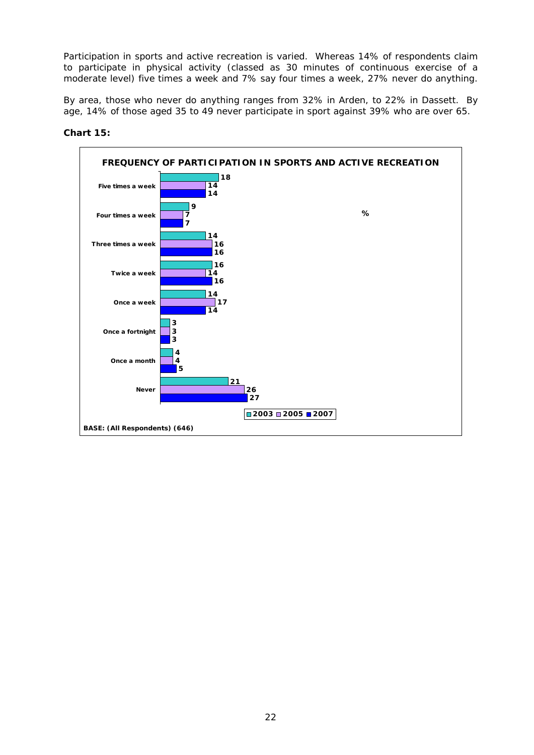Participation in sports and active recreation is varied. Whereas 14% of respondents claim to participate in physical activity (classed as 30 minutes of continuous exercise of a moderate level) five times a week and 7% say four times a week, 27% never do anything.

By area, those who never do anything ranges from 32% in Arden, to 22% in Dassett. By age, 14% of those aged 35 to 49 never participate in sport against 39% who are over 65.

**Chart 15:**

**FREQUENCY OF PARTICIPATION IN SPORTS AND ACTIVE RECREATION**

| % | 2003 | 2005 | 2007 |
|---|---|---|---|
| Five times a week | 18 | 14 | 14 |
| Four times a week | 9 | 7 | 7 |
| Three times a week | 14 | 16 | 16 |
| Twice a week | 16 | 14 | 16 |
| Once a week | 14 | 17 | 14 |
| Once a fortnight | 3 | 3 | 3 |
| Once a month | 4 | 4 | 5 |
| Never | 21 | 26 | 27 |

BASE: (All Respondents) (646)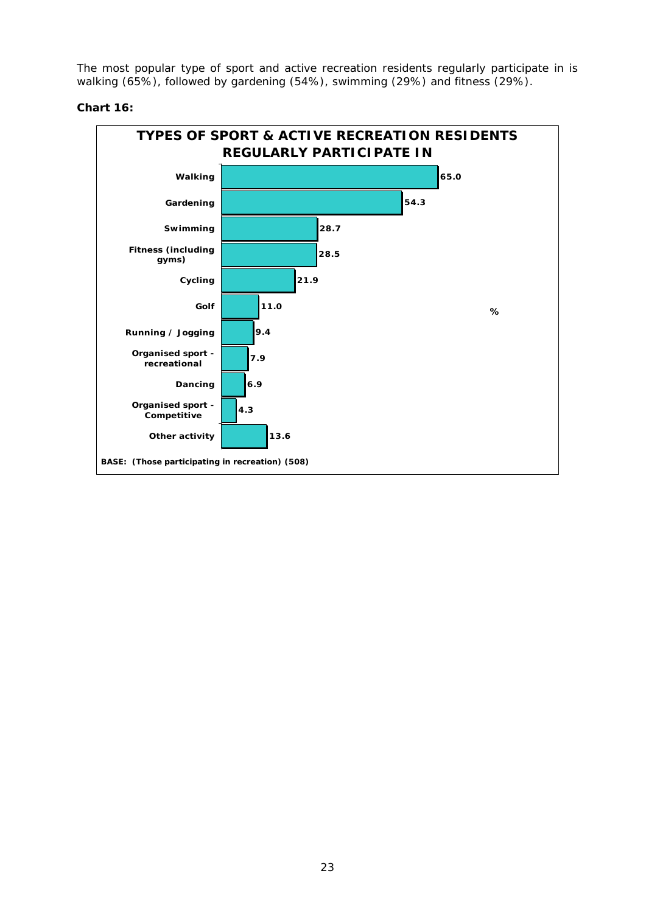The most popular type of sport and active recreation residents regularly participate in is walking (65%), followed by gardening (54%), swimming (29%) and fitness (29%).

**Chart 16:**

**TYPES OF SPORT & ACTIVE RECREATION RESIDENTS REGULARLY PARTICIPATE IN**

| Activity | % |
| --- | --- |
| Walking | 65.0 |
| Gardening | 54.3 |
| Swimming | 28.7 |
| Fitness (including gyms) | 28.5 |
| Cycling | 21.9 |
| Golf | 11.0 |
| Running / Jogging | 9.4 |
| Organised sport - recreational | 7.9 |
| Dancing | 6.9 |
| Organised sport - Competitive | 4.3 |
| Other activity | 13.6 |

BASE: (Those participating in recreation) (508)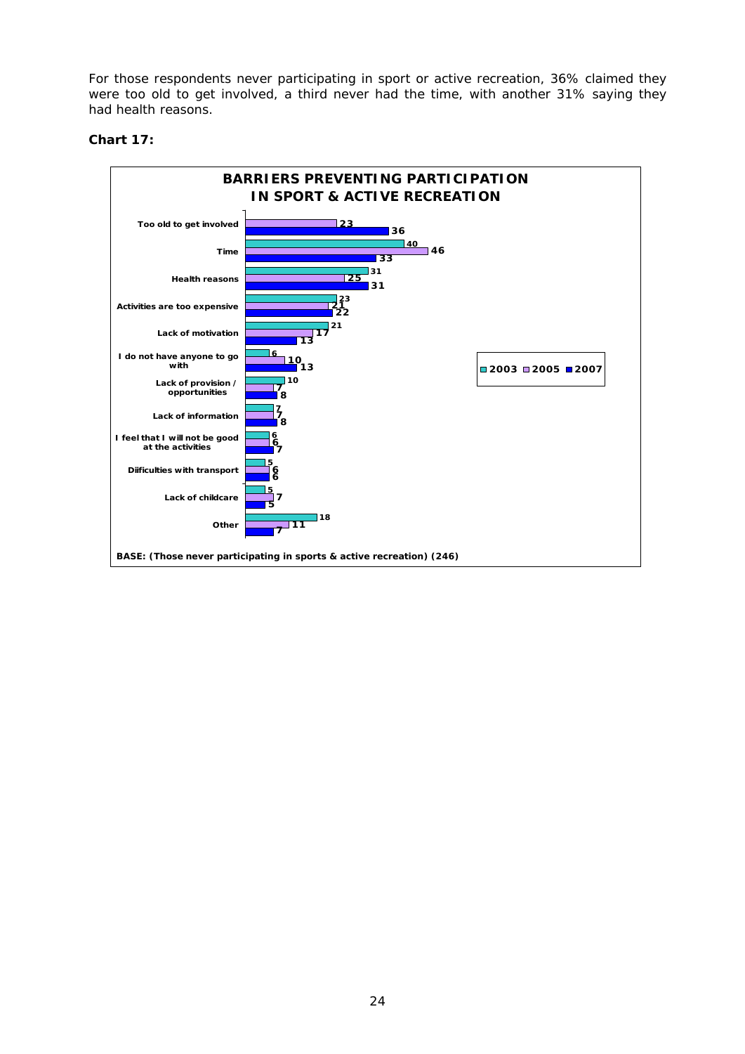For those respondents never participating in sport or active recreation, 36% claimed they were too old to get involved, a third never had the time, with another 31% saying they had health reasons.

**Chart 17:**

**BARRIERS PREVENTING PARTICIPATION IN SPORT & ACTIVE RECREATION**

| | 2003 | 2005 | 2007 |
|---|---|---|---|
| Too old to get involved | | 23 | 36 |
| Time | 40 | 46 | 33 |
| Health reasons | 31 | 25 | 31 |
| Activities are too expensive | 23 | 21 | 22 |
| Lack of motivation | 21 | 17 | 13 |
| I do not have anyone to go with | 6 | 10 | 13 |
| Lack of provision / opportunities | 10 | 7 | 8 |
| Lack of information | 7 | 7 | 8 |
| I feel that I will not be good at the activities | 6 | 6 | 7 |
| Diificulties with transport | 5 | 6 | 6 |
| Lack of childcare | 5 | 7 | 5 |
| Other | 18 | 11 | 7 |

BASE: (Those never participating in sports & active recreation) (246)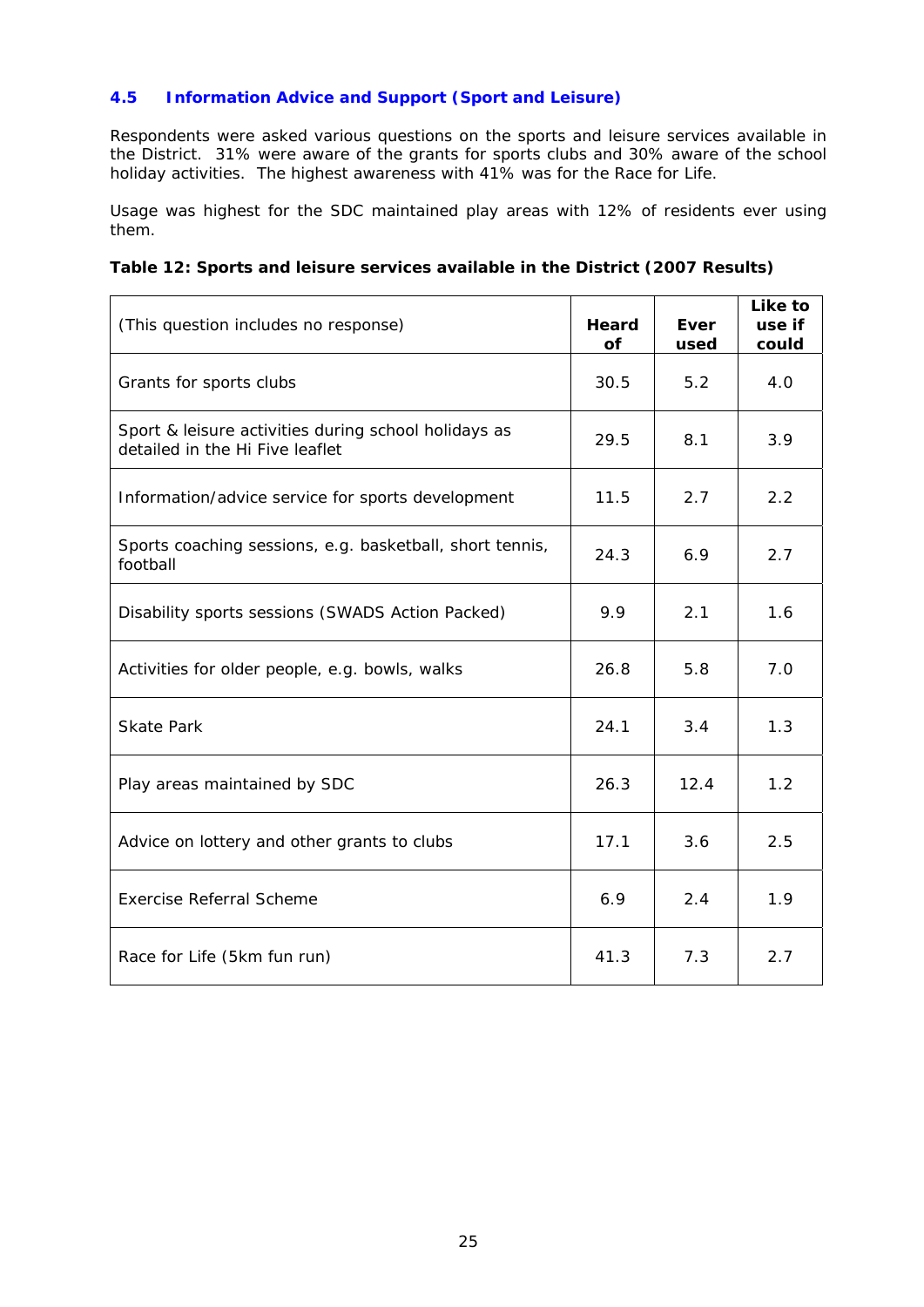### 4.5 Information Advice and Support (Sport and Leisure)

Respondents were asked various questions on the sports and leisure services available in the District. 31% were aware of the grants for sports clubs and 30% aware of the school holiday activities. The highest awareness with 41% was for the Race for Life.

Usage was highest for the SDC maintained play areas with 12% of residents ever using them.

**Table 12: Sports and leisure services available in the District (2007 Results)**

| (This question includes no response) | Heard of | Ever used | Like to use if could |
|---|---|---|---|
| Grants for sports clubs | 30.5 | 5.2 | 4.0 |
| Sport & leisure activities during school holidays as detailed in the Hi Five leaflet | 29.5 | 8.1 | 3.9 |
| Information/advice service for sports development | 11.5 | 2.7 | 2.2 |
| Sports coaching sessions, e.g. basketball, short tennis, football | 24.3 | 6.9 | 2.7 |
| Disability sports sessions (SWADS Action Packed) | 9.9 | 2.1 | 1.6 |
| Activities for older people, e.g. bowls, walks | 26.8 | 5.8 | 7.0 |
| Skate Park | 24.1 | 3.4 | 1.3 |
| Play areas maintained by SDC | 26.3 | 12.4 | 1.2 |
| Advice on lottery and other grants to clubs | 17.1 | 3.6 | 2.5 |
| Exercise Referral Scheme | 6.9 | 2.4 | 1.9 |
| Race for Life (5km fun run) | 41.3 | 7.3 | 2.7 |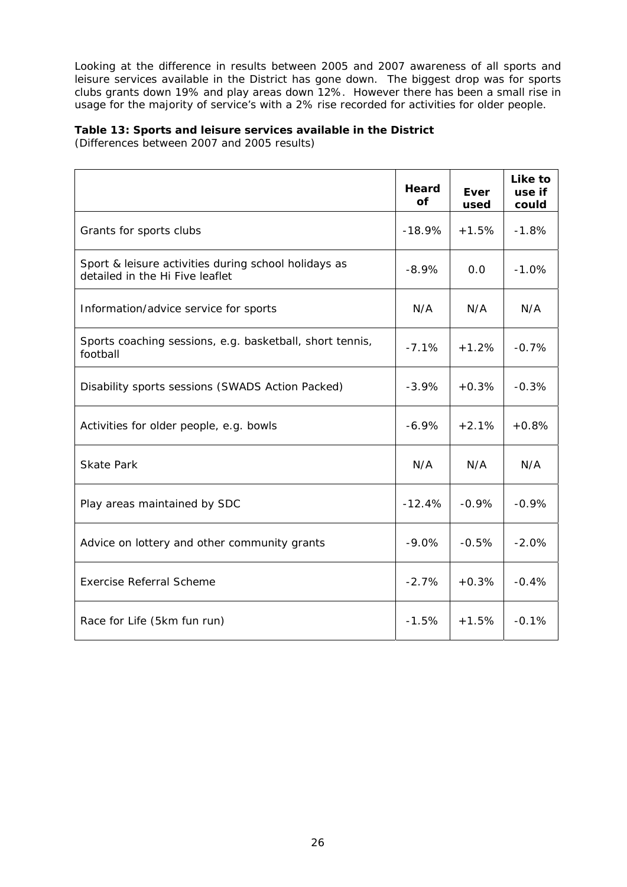Looking at the difference in results between 2005 and 2007 awareness of all sports and leisure services available in the District has gone down. The biggest drop was for sports clubs grants down 19% and play areas down 12%. However there has been a small rise in usage for the majority of service's with a 2% rise recorded for activities for older people.

**Table 13: Sports and leisure services available in the District**
(Differences between 2007 and 2005 results)

| | Heard of | Ever used | Like to use if could |
|---|---|---|---|
| Grants for sports clubs | -18.9% | +1.5% | -1.8% |
| Sport & leisure activities during school holidays as detailed in the Hi Five leaflet | -8.9% | 0.0 | -1.0% |
| Information/advice service for sports | N/A | N/A | N/A |
| Sports coaching sessions, e.g. basketball, short tennis, football | -7.1% | +1.2% | -0.7% |
| Disability sports sessions (SWADS Action Packed) | -3.9% | +0.3% | -0.3% |
| Activities for older people, e.g. bowls | -6.9% | +2.1% | +0.8% |
| Skate Park | N/A | N/A | N/A |
| Play areas maintained by SDC | -12.4% | -0.9% | -0.9% |
| Advice on lottery and other community grants | -9.0% | -0.5% | -2.0% |
| Exercise Referral Scheme | -2.7% | +0.3% | -0.4% |
| Race for Life (5km fun run) | -1.5% | +1.5% | -0.1% |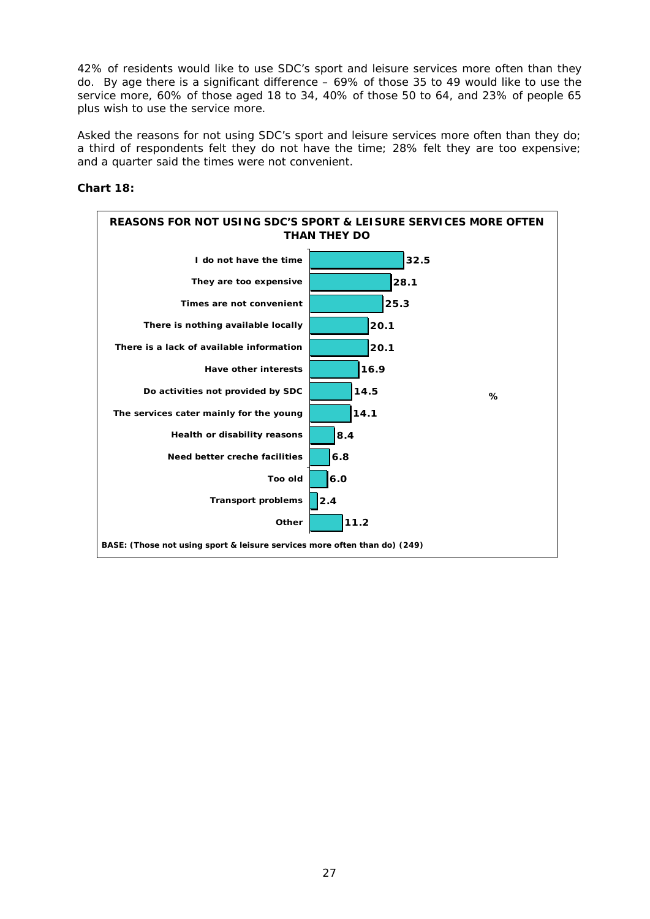42% of residents would like to use SDC's sport and leisure services more often than they do. By age there is a significant difference – 69% of those 35 to 49 would like to use the service more, 60% of those aged 18 to 34, 40% of those 50 to 64, and 23% of people 65 plus wish to use the service more.

Asked the reasons for not using SDC's sport and leisure services more often than they do; a third of respondents felt they do not have the time; 28% felt they are too expensive; and a quarter said the times were not convenient.

**Chart 18:**

**REASONS FOR NOT USING SDC'S SPORT & LEISURE SERVICES MORE OFTEN THAN THEY DO**

| Reason | % |
|---|---|
| I do not have the time | 32.5 |
| They are too expensive | 28.1 |
| Times are not convenient | 25.3 |
| There is nothing available locally | 20.1 |
| There is a lack of available information | 20.1 |
| Have other interests | 16.9 |
| Do activities not provided by SDC | 14.5 |
| The services cater mainly for the young | 14.1 |
| Health or disability reasons | 8.4 |
| Need better creche facilities | 6.8 |
| Too old | 6.0 |
| Transport problems | 2.4 |
| Other | 11.2 |

BASE: (Those not using sport & leisure services more often than do) (249)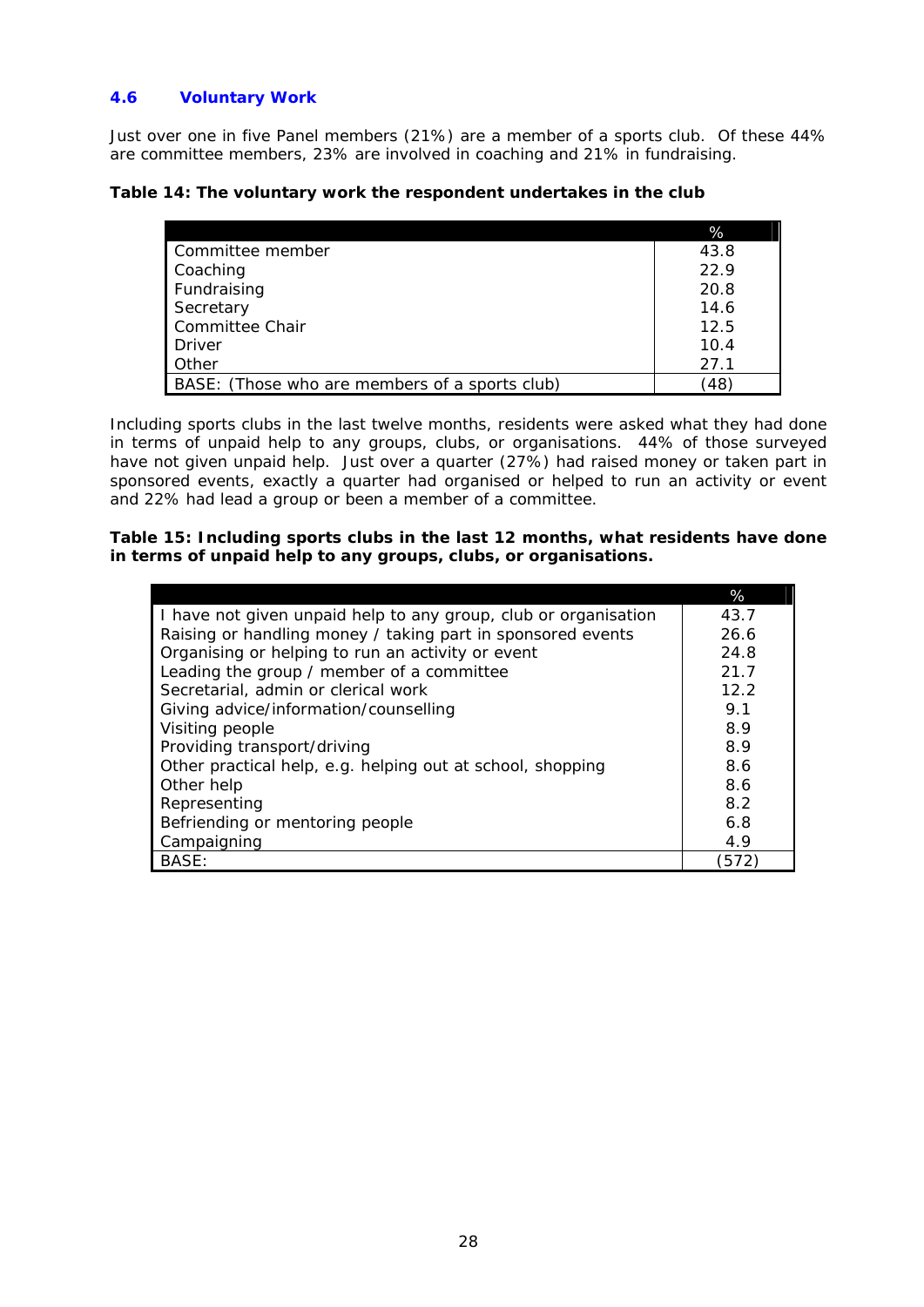## 4.6 Voluntary Work

Just over one in five Panel members (21%) are a member of a sports club. Of these 44% are committee members, 23% are involved in coaching and 21% in fundraising.

**Table 14: The voluntary work the respondent undertakes in the club**

| | % |
|---|---|
| Committee member | 43.8 |
| Coaching | 22.9 |
| Fundraising | 20.8 |
| Secretary | 14.6 |
| Committee Chair | 12.5 |
| Driver | 10.4 |
| Other | 27.1 |
| BASE: (Those who are members of a sports club) | (48) |

Including sports clubs in the last twelve months, residents were asked what they had done in terms of unpaid help to any groups, clubs, or organisations. 44% of those surveyed have not given unpaid help. Just over a quarter (27%) had raised money or taken part in sponsored events, exactly a quarter had organised or helped to run an activity or event and 22% had lead a group or been a member of a committee.

**Table 15: Including sports clubs in the last 12 months, what residents have done in terms of unpaid help to any groups, clubs, or organisations.**

| | % |
|---|---|
| I have not given unpaid help to any group, club or organisation | 43.7 |
| Raising or handling money / taking part in sponsored events | 26.6 |
| Organising or helping to run an activity or event | 24.8 |
| Leading the group / member of a committee | 21.7 |
| Secretarial, admin or clerical work | 12.2 |
| Giving advice/information/counselling | 9.1 |
| Visiting people | 8.9 |
| Providing transport/driving | 8.9 |
| Other practical help, e.g. helping out at school, shopping | 8.6 |
| Other help | 8.6 |
| Representing | 8.2 |
| Befriending or mentoring people | 6.8 |
| Campaigning | 4.9 |
| BASE: | (572) |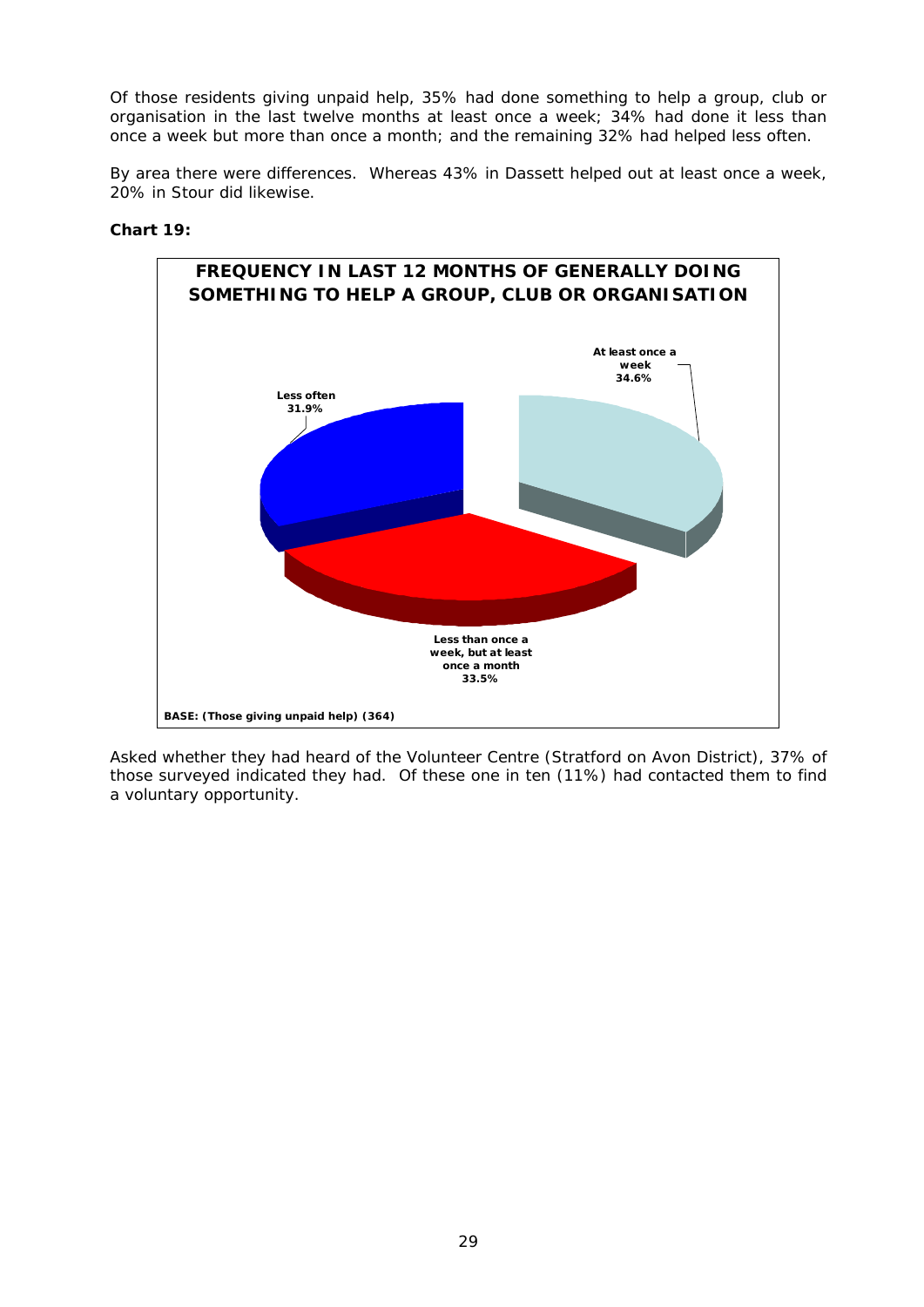Of those residents giving unpaid help, 35% had done something to help a group, club or organisation in the last twelve months at least once a week; 34% had done it less than once a week but more than once a month; and the remaining 32% had helped less often.

By area there were differences. Whereas 43% in Dassett helped out at least once a week, 20% in Stour did likewise.

**Chart 19:**

**FREQUENCY IN LAST 12 MONTHS OF GENERALLY DOING SOMETHING TO HELP A GROUP, CLUB OR ORGANISATION**

At least once a week 34.6%

Less often 31.9%

Less than once a week, but at least once a month 33.5%

BASE: (Those giving unpaid help) (364)

Asked whether they had heard of the Volunteer Centre (Stratford on Avon District), 37% of those surveyed indicated they had. Of these one in ten (11%) had contacted them to find a voluntary opportunity.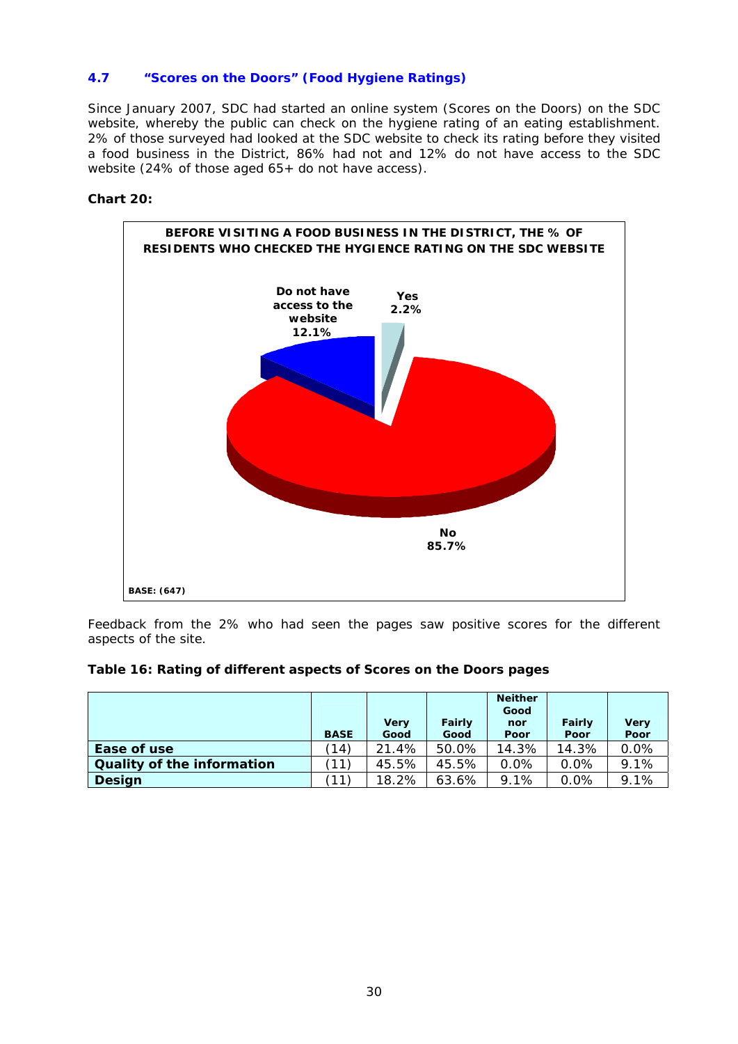### 4.7 "Scores on the Doors" (Food Hygiene Ratings)

Since January 2007, SDC had started an online system (Scores on the Doors) on the SDC website, whereby the public can check on the hygiene rating of an eating establishment. 2% of those surveyed had looked at the SDC website to check its rating before they visited a food business in the District, 86% had not and 12% do not have access to the SDC website (24% of those aged 65+ do not have access).

**Chart 20:**

BEFORE VISITING A FOOD BUSINESS IN THE DISTRICT, THE % OF RESIDENTS WHO CHECKED THE HYGIENCE RATING ON THE SDC WEBSITE

| Response | % |
|---|---|
| Yes | 2.2% |
| No | 85.7% |
| Do not have access to the website | 12.1% |

BASE: (647)

Feedback from the 2% who had seen the pages saw positive scores for the different aspects of the site.

**Table 16: Rating of different aspects of Scores on the Doors pages**

| | BASE | Very Good | Fairly Good | Neither Good nor Poor | Fairly Poor | Very Poor |
|---|---|---|---|---|---|---|
| **Ease of use** | (14) | 21.4% | 50.0% | 14.3% | 14.3% | 0.0% |
| **Quality of the information** | (11) | 45.5% | 45.5% | 0.0% | 0.0% | 9.1% |
| **Design** | (11) | 18.2% | 63.6% | 9.1% | 0.0% | 9.1% |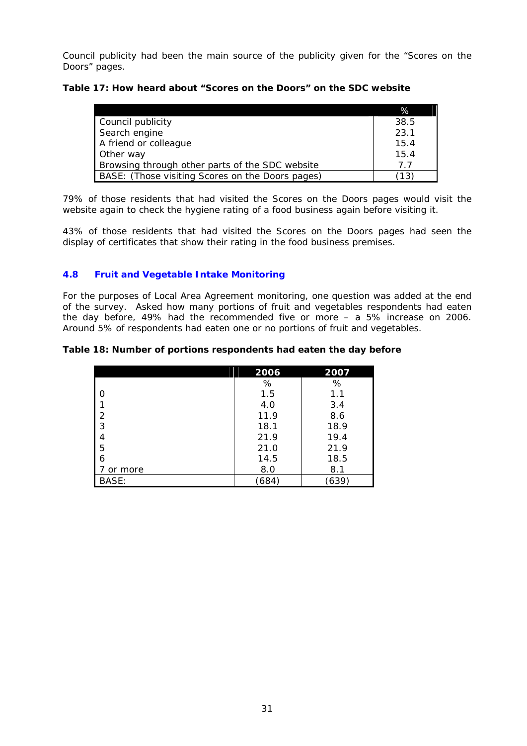Council publicity had been the main source of the publicity given for the "Scores on the Doors" pages.

**Table 17: How heard about "Scores on the Doors" on the SDC website**

| | % |
|---|---|
| Council publicity | 38.5 |
| Search engine | 23.1 |
| A friend or colleague | 15.4 |
| Other way | 15.4 |
| Browsing through other parts of the SDC website | 7.7 |
| BASE: (Those visiting Scores on the Doors pages) | (13) |

79% of those residents that had visited the Scores on the Doors pages would visit the website again to check the hygiene rating of a food business again before visiting it.

43% of those residents that had visited the Scores on the Doors pages had seen the display of certificates that show their rating in the food business premises.

## 4.8 Fruit and Vegetable Intake Monitoring

For the purposes of Local Area Agreement monitoring, one question was added at the end of the survey. Asked how many portions of fruit and vegetables respondents had eaten the day before, 49% had the recommended five or more – a 5% increase on 2006. Around 5% of respondents had eaten one or no portions of fruit and vegetables.

**Table 18: Number of portions respondents had eaten the day before**

| | 2006 | 2007 |
|---|---|---|
| | % | % |
| 0 | 1.5 | 1.1 |
| 1 | 4.0 | 3.4 |
| 2 | 11.9 | 8.6 |
| 3 | 18.1 | 18.9 |
| 4 | 21.9 | 19.4 |
| 5 | 21.0 | 21.9 |
| 6 | 14.5 | 18.5 |
| 7 or more | 8.0 | 8.1 |
| BASE: | (684) | (639) |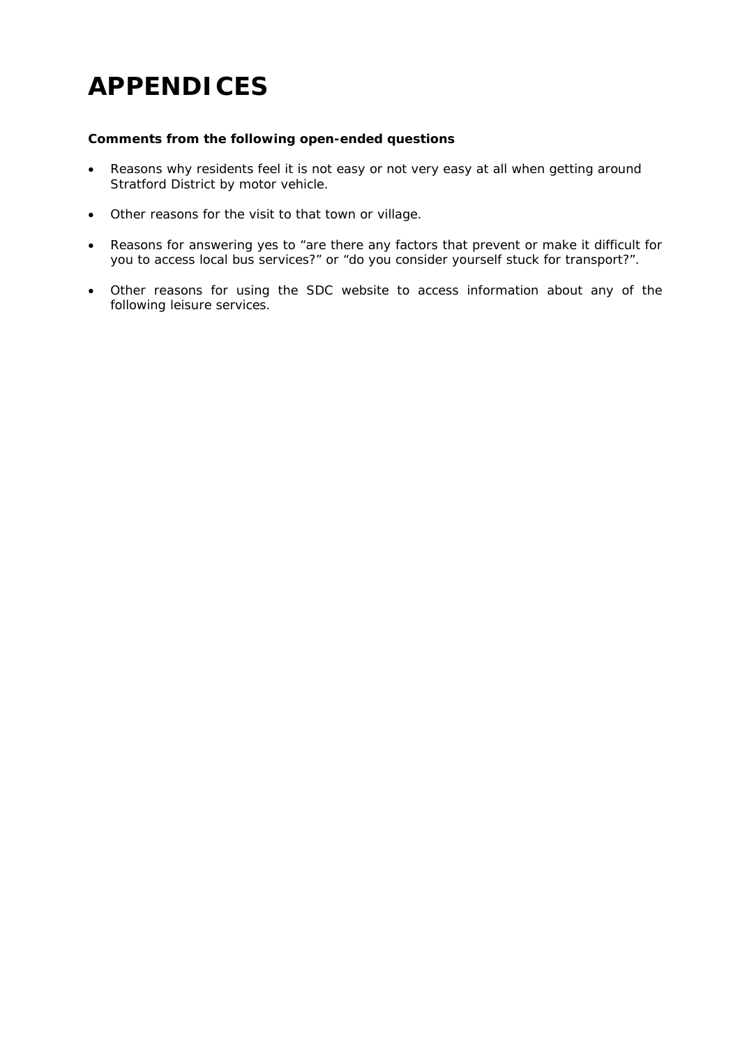# APPENDICES

**Comments from the following open-ended questions**

- Reasons why residents feel it is not easy or not very easy at all when getting around Stratford District by motor vehicle.
- Other reasons for the visit to that town or village.
- Reasons for answering yes to “are there any factors that prevent or make it difficult for you to access local bus services?” or “do you consider yourself stuck for transport?”.
- Other reasons for using the SDC website to access information about any of the following leisure services.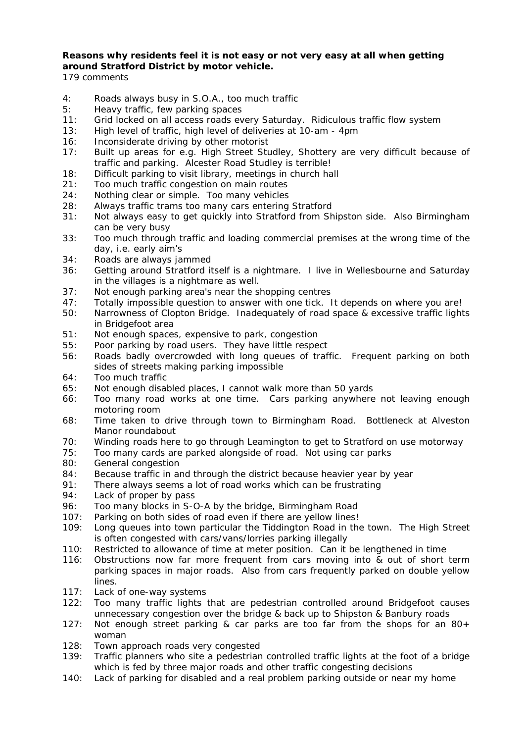**Reasons why residents feel it is not easy or not very easy at all when getting around Stratford District by motor vehicle.**

179 comments

4: Roads always busy in S.O.A., too much traffic
5: Heavy traffic, few parking spaces
11: Grid locked on all access roads every Saturday. Ridiculous traffic flow system
13: High level of traffic, high level of deliveries at 10-am - 4pm
16: Inconsiderate driving by other motorist
17: Built up areas for e.g. High Street Studley, Shottery are very difficult because of traffic and parking. Alcester Road Studley is terrible!
18: Difficult parking to visit library, meetings in church hall
21: Too much traffic congestion on main routes
24: Nothing clear or simple. Too many vehicles
28: Always traffic trams too many cars entering Stratford
31: Not always easy to get quickly into Stratford from Shipston side. Also Birmingham can be very busy
33: Too much through traffic and loading commercial premises at the wrong time of the day, i.e. early aim's
34: Roads are always jammed
36: Getting around Stratford itself is a nightmare. I live in Wellesbourne and Saturday in the villages is a nightmare as well.
37: Not enough parking area's near the shopping centres
47: Totally impossible question to answer with one tick. It depends on where you are!
50: Narrowness of Clopton Bridge. Inadequately of road space & excessive traffic lights in Bridgefoot area
51: Not enough spaces, expensive to park, congestion
55: Poor parking by road users. They have little respect
56: Roads badly overcrowded with long queues of traffic. Frequent parking on both sides of streets making parking impossible
64: Too much traffic
65: Not enough disabled places, I cannot walk more than 50 yards
66: Too many road works at one time. Cars parking anywhere not leaving enough motoring room
68: Time taken to drive through town to Birmingham Road. Bottleneck at Alveston Manor roundabout
70: Winding roads here to go through Leamington to get to Stratford on use motorway
75: Too many cards are parked alongside of road. Not using car parks
80: General congestion
84: Because traffic in and through the district because heavier year by year
91: There always seems a lot of road works which can be frustrating
94: Lack of proper by pass
96: Too many blocks in S-O-A by the bridge, Birmingham Road
107: Parking on both sides of road even if there are yellow lines!
109: Long queues into town particular the Tiddington Road in the town. The High Street is often congested with cars/vans/lorries parking illegally
110: Restricted to allowance of time at meter position. Can it be lengthened in time
116: Obstructions now far more frequent from cars moving into & out of short term parking spaces in major roads. Also from cars frequently parked on double yellow lines.
117: Lack of one-way systems
122: Too many traffic lights that are pedestrian controlled around Bridgefoot causes unnecessary congestion over the bridge & back up to Shipston & Banbury roads
127: Not enough street parking & car parks are too far from the shops for an 80+ woman
128: Town approach roads very congested
139: Traffic planners who site a pedestrian controlled traffic lights at the foot of a bridge which is fed by three major roads and other traffic congesting decisions
140: Lack of parking for disabled and a real problem parking outside or near my home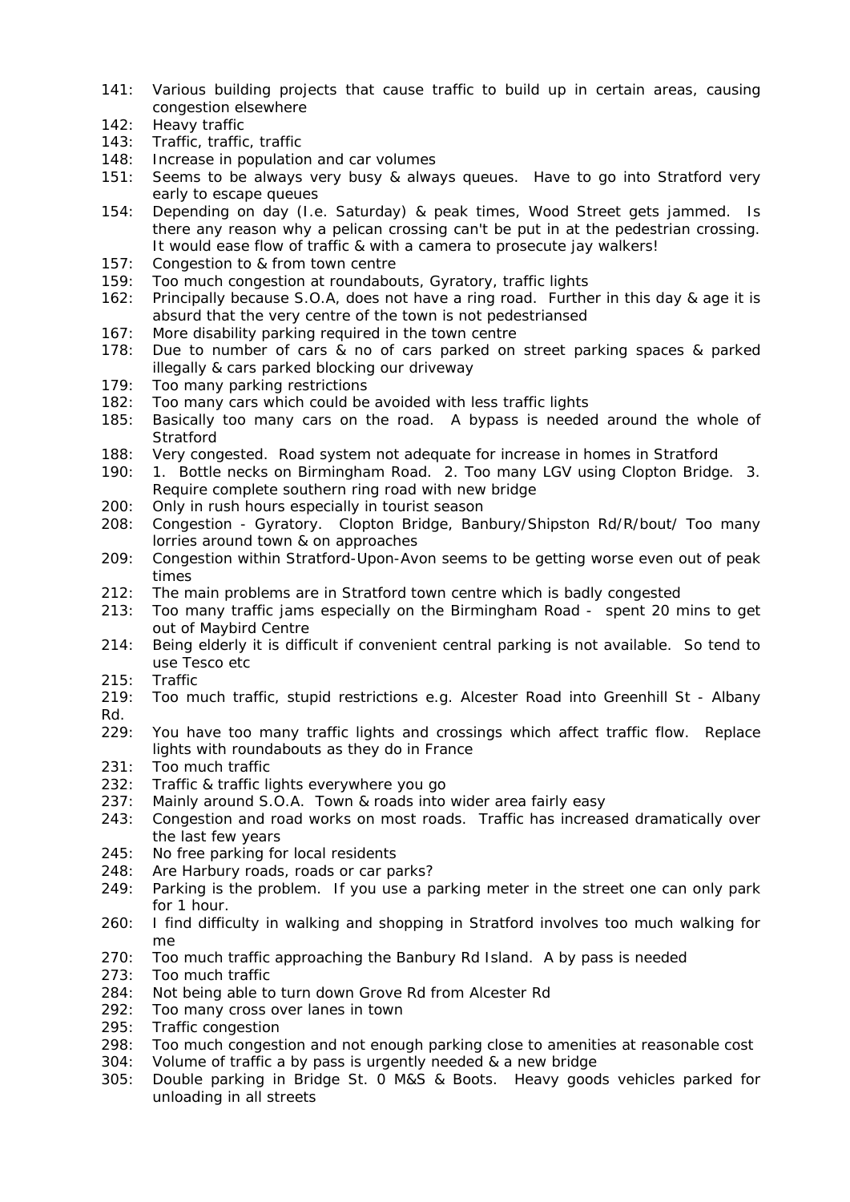141: Various building projects that cause traffic to build up in certain areas, causing congestion elsewhere
142: Heavy traffic
143: Traffic, traffic, traffic
148: Increase in population and car volumes
151: Seems to be always very busy & always queues. Have to go into Stratford very early to escape queues
154: Depending on day (I.e. Saturday) & peak times, Wood Street gets jammed. Is there any reason why a pelican crossing can't be put in at the pedestrian crossing. It would ease flow of traffic & with a camera to prosecute jay walkers!
157: Congestion to & from town centre
159: Too much congestion at roundabouts, Gyratory, traffic lights
162: Principally because S.O.A, does not have a ring road. Further in this day & age it is absurd that the very centre of the town is not pedestrianised
167: More disability parking required in the town centre
178: Due to number of cars & no of cars parked on street parking spaces & parked illegally & cars parked blocking our driveway
179: Too many parking restrictions
182: Too many cars which could be avoided with less traffic lights
185: Basically too many cars on the road. A bypass is needed around the whole of Stratford
188: Very congested. Road system not adequate for increase in homes in Stratford
190: 1. Bottle necks on Birmingham Road. 2. Too many LGV using Clopton Bridge. 3. Require complete southern ring road with new bridge
200: Only in rush hours especially in tourist season
208: Congestion - Gyratory. Clopton Bridge, Banbury/Shipston Rd/R/bout/ Too many lorries around town & on approaches
209: Congestion within Stratford-Upon-Avon seems to be getting worse even out of peak times
212: The main problems are in Stratford town centre which is badly congested
213: Too many traffic jams especially on the Birmingham Road - spent 20 mins to get out of Maybird Centre
214: Being elderly it is difficult if convenient central parking is not available. So tend to use Tesco etc
215: Traffic
219: Too much traffic, stupid restrictions e.g. Alcester Road into Greenhill St - Albany Rd.
229: You have too many traffic lights and crossings which affect traffic flow. Replace lights with roundabouts as they do in France
231: Too much traffic
232: Traffic & traffic lights everywhere you go
237: Mainly around S.O.A. Town & roads into wider area fairly easy
243: Congestion and road works on most roads. Traffic has increased dramatically over the last few years
245: No free parking for local residents
248: Are Harbury roads, roads or car parks?
249: Parking is the problem. If you use a parking meter in the street one can only park for 1 hour.
260: I find difficulty in walking and shopping in Stratford involves too much walking for me
270: Too much traffic approaching the Banbury Rd Island. A by pass is needed
273: Too much traffic
284: Not being able to turn down Grove Rd from Alcester Rd
292: Too many cross over lanes in town
295: Traffic congestion
298: Too much congestion and not enough parking close to amenities at reasonable cost
304: Volume of traffic a by pass is urgently needed & a new bridge
305: Double parking in Bridge St. 0 M&S & Boots. Heavy goods vehicles parked for unloading in all streets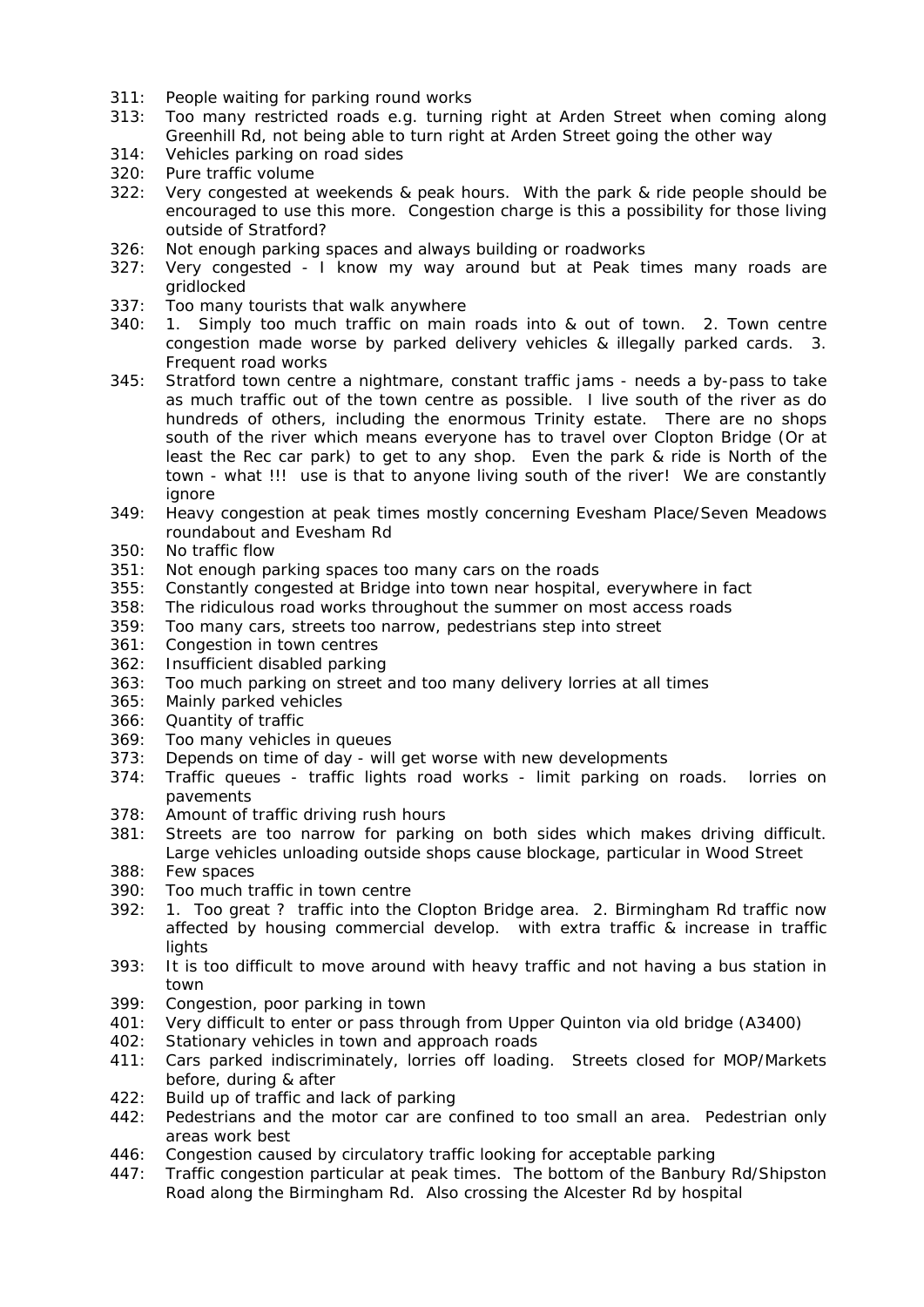311: People waiting for parking round works
313: Too many restricted roads e.g. turning right at Arden Street when coming along Greenhill Rd, not being able to turn right at Arden Street going the other way
314: Vehicles parking on road sides
320: Pure traffic volume
322: Very congested at weekends & peak hours. With the park & ride people should be encouraged to use this more. Congestion charge is this a possibility for those living outside of Stratford?
326: Not enough parking spaces and always building or roadworks
327: Very congested - I know my way around but at Peak times many roads are gridlocked
337: Too many tourists that walk anywhere
340: 1. Simply too much traffic on main roads into & out of town. 2. Town centre congestion made worse by parked delivery vehicles & illegally parked cards. 3. Frequent road works
345: Stratford town centre a nightmare, constant traffic jams - needs a by-pass to take as much traffic out of the town centre as possible. I live south of the river as do hundreds of others, including the enormous Trinity estate. There are no shops south of the river which means everyone has to travel over Clopton Bridge (Or at least the Rec car park) to get to any shop. Even the park & ride is North of the town - what !!! use is that to anyone living south of the river! We are constantly ignore
349: Heavy congestion at peak times mostly concerning Evesham Place/Seven Meadows roundabout and Evesham Rd
350: No traffic flow
351: Not enough parking spaces too many cars on the roads
355: Constantly congested at Bridge into town near hospital, everywhere in fact
358: The ridiculous road works throughout the summer on most access roads
359: Too many cars, streets too narrow, pedestrians step into street
361: Congestion in town centres
362: Insufficient disabled parking
363: Too much parking on street and too many delivery lorries at all times
365: Mainly parked vehicles
366: Quantity of traffic
369: Too many vehicles in queues
373: Depends on time of day - will get worse with new developments
374: Traffic queues - traffic lights road works - limit parking on roads. lorries on pavements
378: Amount of traffic driving rush hours
381: Streets are too narrow for parking on both sides which makes driving difficult. Large vehicles unloading outside shops cause blockage, particular in Wood Street
388: Few spaces
390: Too much traffic in town centre
392: 1. Too great ? traffic into the Clopton Bridge area. 2. Birmingham Rd traffic now affected by housing commercial develop. with extra traffic & increase in traffic lights
393: It is too difficult to move around with heavy traffic and not having a bus station in town
399: Congestion, poor parking in town
401: Very difficult to enter or pass through from Upper Quinton via old bridge (A3400)
402: Stationary vehicles in town and approach roads
411: Cars parked indiscriminately, lorries off loading. Streets closed for MOP/Markets before, during & after
422: Build up of traffic and lack of parking
442: Pedestrians and the motor car are confined to too small an area. Pedestrian only areas work best
446: Congestion caused by circulatory traffic looking for acceptable parking
447: Traffic congestion particular at peak times. The bottom of the Banbury Rd/Shipston Road along the Birmingham Rd. Also crossing the Alcester Rd by hospital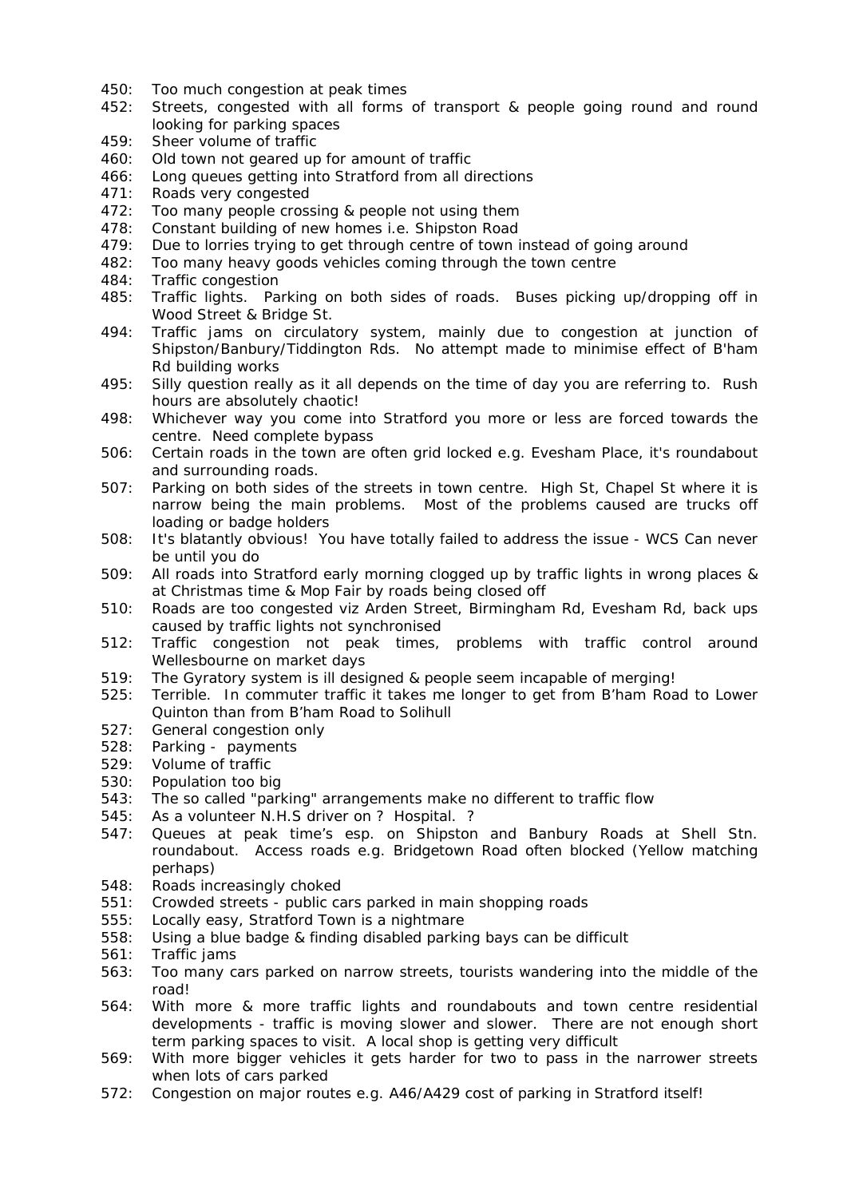450: Too much congestion at peak times

452: Streets, congested with all forms of transport & people going round and round looking for parking spaces

459: Sheer volume of traffic

460: Old town not geared up for amount of traffic

466: Long queues getting into Stratford from all directions

471: Roads very congested

472: Too many people crossing & people not using them

478: Constant building of new homes i.e. Shipston Road

479: Due to lorries trying to get through centre of town instead of going around

482: Too many heavy goods vehicles coming through the town centre

484: Traffic congestion

485: Traffic lights. Parking on both sides of roads. Buses picking up/dropping off in Wood Street & Bridge St.

494: Traffic jams on circulatory system, mainly due to congestion at junction of Shipston/Banbury/Tiddington Rds. No attempt made to minimise effect of B'ham Rd building works

495: Silly question really as it all depends on the time of day you are referring to. Rush hours are absolutely chaotic!

498: Whichever way you come into Stratford you more or less are forced towards the centre. Need complete bypass

506: Certain roads in the town are often grid locked e.g. Evesham Place, it's roundabout and surrounding roads.

507: Parking on both sides of the streets in town centre. High St, Chapel St where it is narrow being the main problems. Most of the problems caused are trucks off loading or badge holders

508: It's blatantly obvious! You have totally failed to address the issue - WCS Can never be until you do

509: All roads into Stratford early morning clogged up by traffic lights in wrong places & at Christmas time & Mop Fair by roads being closed off

510: Roads are too congested viz Arden Street, Birmingham Rd, Evesham Rd, back ups caused by traffic lights not synchronised

512: Traffic congestion not peak times, problems with traffic control around Wellesbourne on market days

519: The Gyratory system is ill designed & people seem incapable of merging!

525: Terrible. In commuter traffic it takes me longer to get from B'ham Road to Lower Quinton than from B'ham Road to Solihull

527: General congestion only

528: Parking - payments

529: Volume of traffic

530: Population too big

543: The so called "parking" arrangements make no different to traffic flow

545: As a volunteer N.H.S driver on ? Hospital. ?

547: Queues at peak time's esp. on Shipston and Banbury Roads at Shell Stn. roundabout. Access roads e.g. Bridgetown Road often blocked (Yellow matching perhaps)

548: Roads increasingly choked

551: Crowded streets - public cars parked in main shopping roads

555: Locally easy, Stratford Town is a nightmare

558: Using a blue badge & finding disabled parking bays can be difficult

561: Traffic jams

563: Too many cars parked on narrow streets, tourists wandering into the middle of the road!

564: With more & more traffic lights and roundabouts and town centre residential developments - traffic is moving slower and slower. There are not enough short term parking spaces to visit. A local shop is getting very difficult

569: With more bigger vehicles it gets harder for two to pass in the narrower streets when lots of cars parked

572: Congestion on major routes e.g. A46/A429 cost of parking in Stratford itself!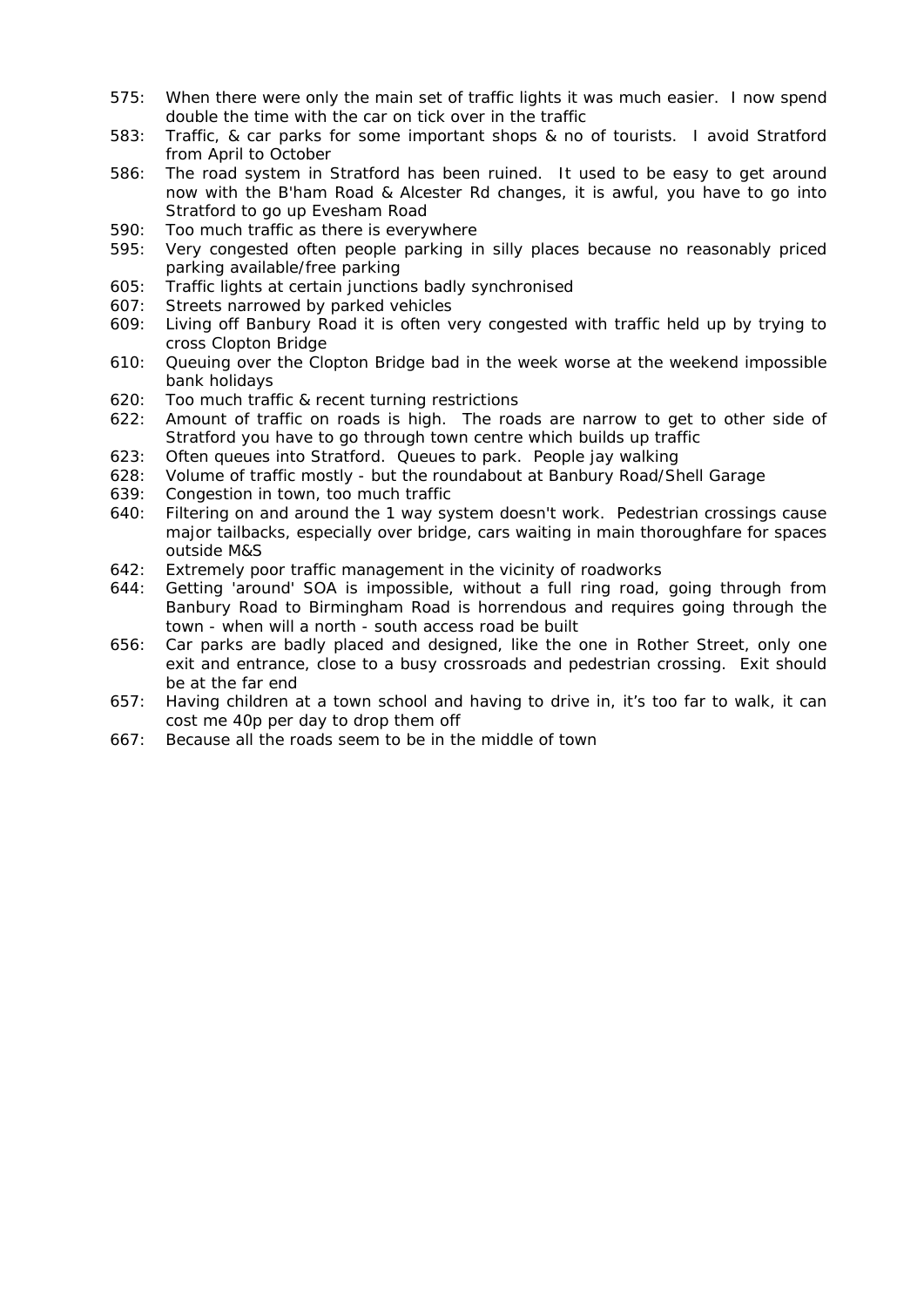575: When there were only the main set of traffic lights it was much easier. I now spend double the time with the car on tick over in the traffic

583: Traffic, & car parks for some important shops & no of tourists. I avoid Stratford from April to October

586: The road system in Stratford has been ruined. It used to be easy to get around now with the B'ham Road & Alcester Rd changes, it is awful, you have to go into Stratford to go up Evesham Road

590: Too much traffic as there is everywhere

595: Very congested often people parking in silly places because no reasonably priced parking available/free parking

605: Traffic lights at certain junctions badly synchronised

607: Streets narrowed by parked vehicles

609: Living off Banbury Road it is often very congested with traffic held up by trying to cross Clopton Bridge

610: Queuing over the Clopton Bridge bad in the week worse at the weekend impossible bank holidays

620: Too much traffic & recent turning restrictions

622: Amount of traffic on roads is high. The roads are narrow to get to other side of Stratford you have to go through town centre which builds up traffic

623: Often queues into Stratford. Queues to park. People jay walking

628: Volume of traffic mostly - but the roundabout at Banbury Road/Shell Garage

639: Congestion in town, too much traffic

640: Filtering on and around the 1 way system doesn't work. Pedestrian crossings cause major tailbacks, especially over bridge, cars waiting in main thoroughfare for spaces outside M&S

642: Extremely poor traffic management in the vicinity of roadworks

644: Getting 'around' SOA is impossible, without a full ring road, going through from Banbury Road to Birmingham Road is horrendous and requires going through the town - when will a north - south access road be built

656: Car parks are badly placed and designed, like the one in Rother Street, only one exit and entrance, close to a busy crossroads and pedestrian crossing. Exit should be at the far end

657: Having children at a town school and having to drive in, it's too far to walk, it can cost me 40p per day to drop them off

667: Because all the roads seem to be in the middle of town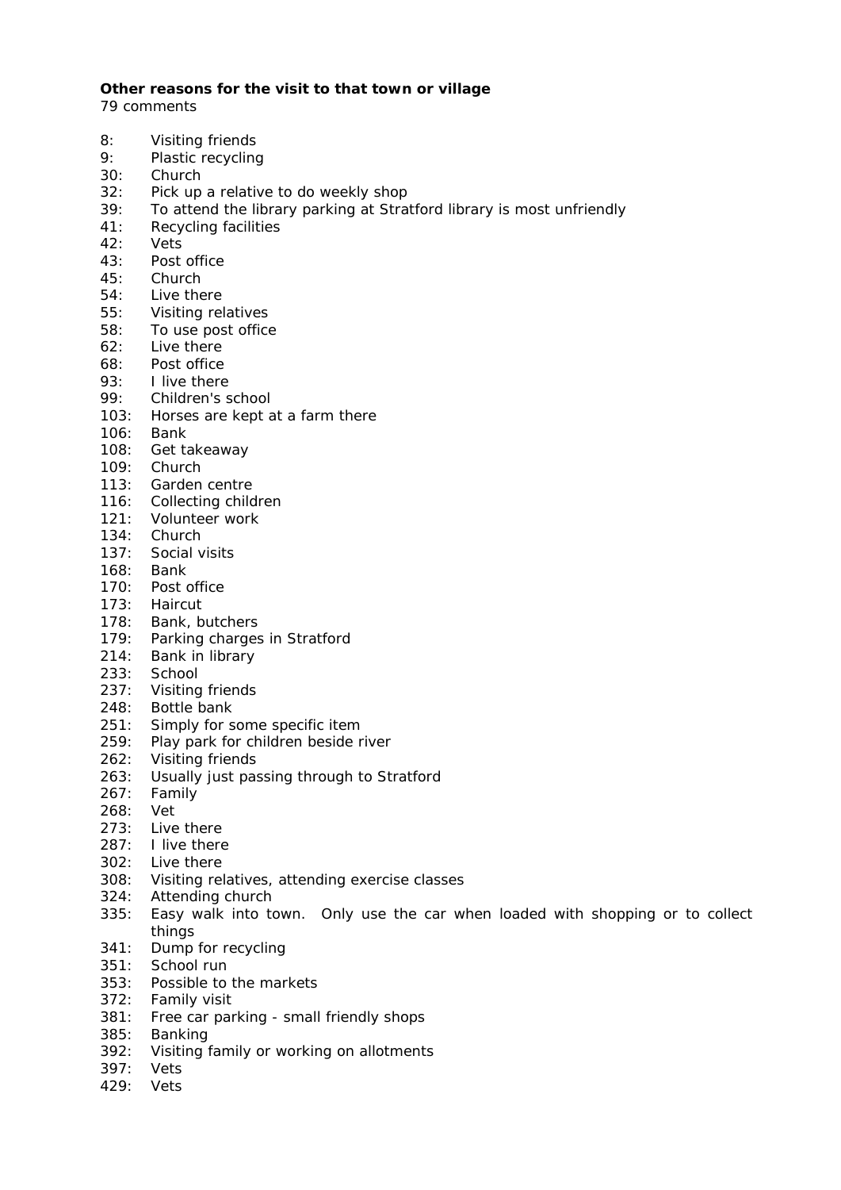**Other reasons for the visit to that town or village**

79 comments

8: Visiting friends
9: Plastic recycling
30: Church
32: Pick up a relative to do weekly shop
39: To attend the library parking at Stratford library is most unfriendly
41: Recycling facilities
42: Vets
43: Post office
45: Church
54: Live there
55: Visiting relatives
58: To use post office
62: Live there
68: Post office
93: I live there
99: Children's school
103: Horses are kept at a farm there
106: Bank
108: Get takeaway
109: Church
113: Garden centre
116: Collecting children
121: Volunteer work
134: Church
137: Social visits
168: Bank
170: Post office
173: Haircut
178: Bank, butchers
179: Parking charges in Stratford
214: Bank in library
233: School
237: Visiting friends
248: Bottle bank
251: Simply for some specific item
259: Play park for children beside river
262: Visiting friends
263: Usually just passing through to Stratford
267: Family
268: Vet
273: Live there
287: I live there
302: Live there
308: Visiting relatives, attending exercise classes
324: Attending church
335: Easy walk into town. Only use the car when loaded with shopping or to collect things
341: Dump for recycling
351: School run
353: Possible to the markets
372: Family visit
381: Free car parking - small friendly shops
385: Banking
392: Visiting family or working on allotments
397: Vets
429: Vets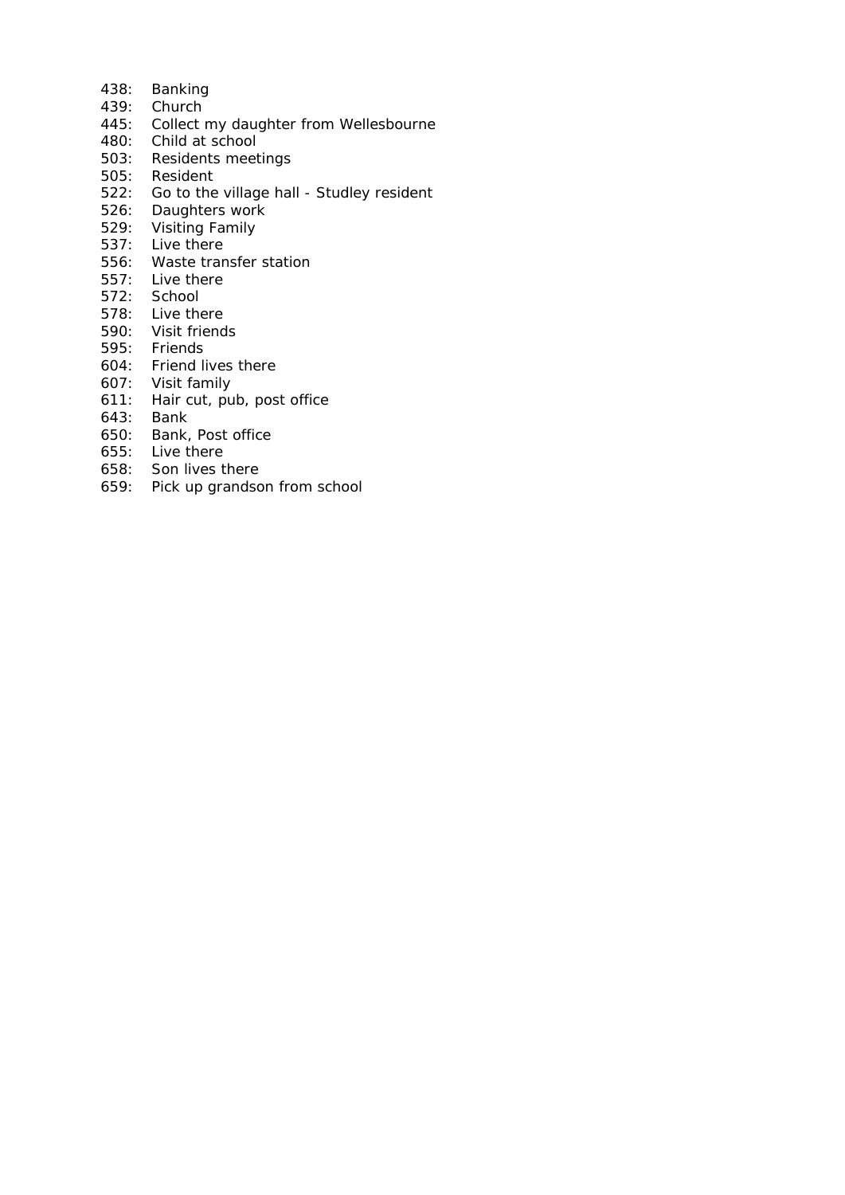438: Banking  
439: Church  
445: Collect my daughter from Wellesbourne  
480: Child at school  
503: Residents meetings  
505: Resident  
522: Go to the village hall - Studley resident  
526: Daughters work  
529: Visiting Family  
537: Live there  
556: Waste transfer station  
557: Live there  
572: School  
578: Live there  
590: Visit friends  
595: Friends  
604: Friend lives there  
607: Visit family  
611: Hair cut, pub, post office  
643: Bank  
650: Bank, Post office  
655: Live there  
658: Son lives there  
659: Pick up grandson from school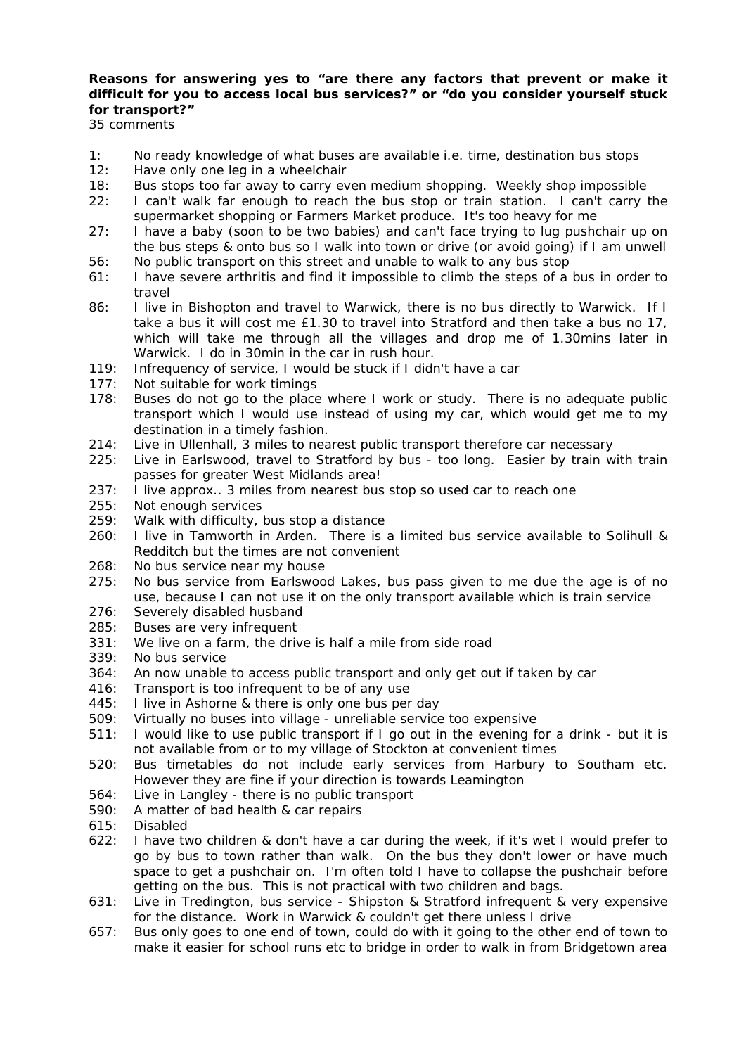**Reasons for answering yes to "are there any factors that prevent or make it difficult for you to access local bus services?" or "do you consider yourself stuck for transport?"**

35 comments

1: No ready knowledge of what buses are available i.e. time, destination bus stops
12: Have only one leg in a wheelchair
18: Bus stops too far away to carry even medium shopping. Weekly shop impossible
22: I can't walk far enough to reach the bus stop or train station. I can't carry the supermarket shopping or Farmers Market produce. It's too heavy for me
27: I have a baby (soon to be two babies) and can't face trying to lug pushchair up on the bus steps & onto bus so I walk into town or drive (or avoid going) if I am unwell
56: No public transport on this street and unable to walk to any bus stop
61: I have severe arthritis and find it impossible to climb the steps of a bus in order to travel
86: I live in Bishopton and travel to Warwick, there is no bus directly to Warwick. If I take a bus it will cost me £1.30 to travel into Stratford and then take a bus no 17, which will take me through all the villages and drop me of 1.30mins later in Warwick. I do in 30min in the car in rush hour.
119: Infrequency of service, I would be stuck if I didn't have a car
177: Not suitable for work timings
178: Buses do not go to the place where I work or study. There is no adequate public transport which I would use instead of using my car, which would get me to my destination in a timely fashion.
214: Live in Ullenhall, 3 miles to nearest public transport therefore car necessary
225: Live in Earlswood, travel to Stratford by bus - too long. Easier by train with train passes for greater West Midlands area!
237: I live approx.. 3 miles from nearest bus stop so used car to reach one
255: Not enough services
259: Walk with difficulty, bus stop a distance
260: I live in Tamworth in Arden. There is a limited bus service available to Solihull & Redditch but the times are not convenient
268: No bus service near my house
275: No bus service from Earlswood Lakes, bus pass given to me due the age is of no use, because I can not use it on the only transport available which is train service
276: Severely disabled husband
285: Buses are very infrequent
331: We live on a farm, the drive is half a mile from side road
339: No bus service
364: An now unable to access public transport and only get out if taken by car
416: Transport is too infrequent to be of any use
445: I live in Ashorne & there is only one bus per day
509: Virtually no buses into village - unreliable service too expensive
511: I would like to use public transport if I go out in the evening for a drink - but it is not available from or to my village of Stockton at convenient times
520: Bus timetables do not include early services from Harbury to Southam etc. However they are fine if your direction is towards Leamington
564: Live in Langley - there is no public transport
590: A matter of bad health & car repairs
615: Disabled
622: I have two children & don't have a car during the week, if it's wet I would prefer to go by bus to town rather than walk. On the bus they don't lower or have much space to get a pushchair on. I'm often told I have to collapse the pushchair before getting on the bus. This is not practical with two children and bags.
631: Live in Tredington, bus service - Shipston & Stratford infrequent & very expensive for the distance. Work in Warwick & couldn't get there unless I drive
657: Bus only goes to one end of town, could do with it going to the other end of town to make it easier for school runs etc to bridge in order to walk in from Bridgetown area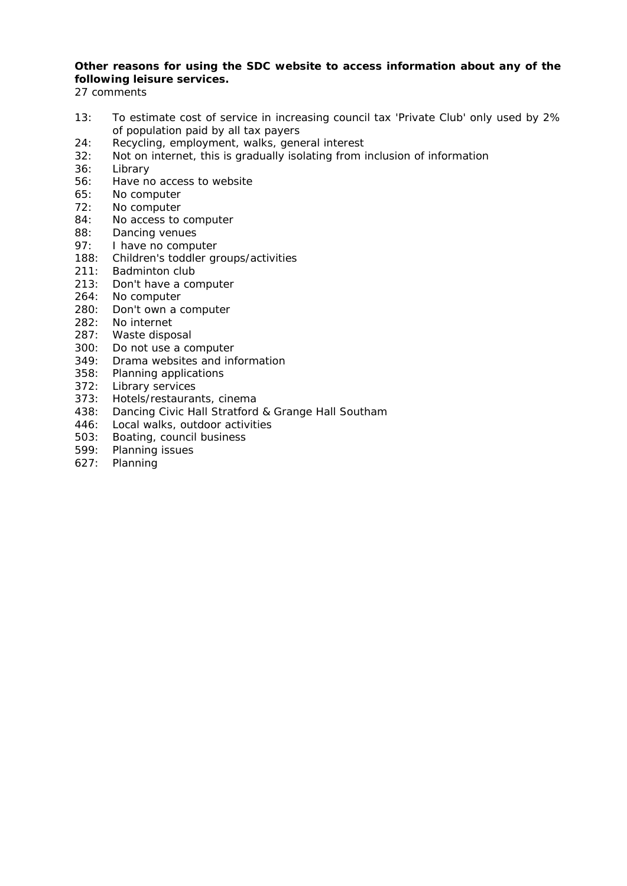**Other reasons for using the SDC website to access information about any of the following leisure services.**

27 comments

13: To estimate cost of service in increasing council tax 'Private Club' only used by 2% of population paid by all tax payers
24: Recycling, employment, walks, general interest
32: Not on internet, this is gradually isolating from inclusion of information
36: Library
56: Have no access to website
65: No computer
72: No computer
84: No access to computer
88: Dancing venues
97: I have no computer
188: Children's toddler groups/activities
211: Badminton club
213: Don't have a computer
264: No computer
280: Don't own a computer
282: No internet
287: Waste disposal
300: Do not use a computer
349: Drama websites and information
358: Planning applications
372: Library services
373: Hotels/restaurants, cinema
438: Dancing Civic Hall Stratford & Grange Hall Southam
446: Local walks, outdoor activities
503: Boating, council business
599: Planning issues
627: Planning